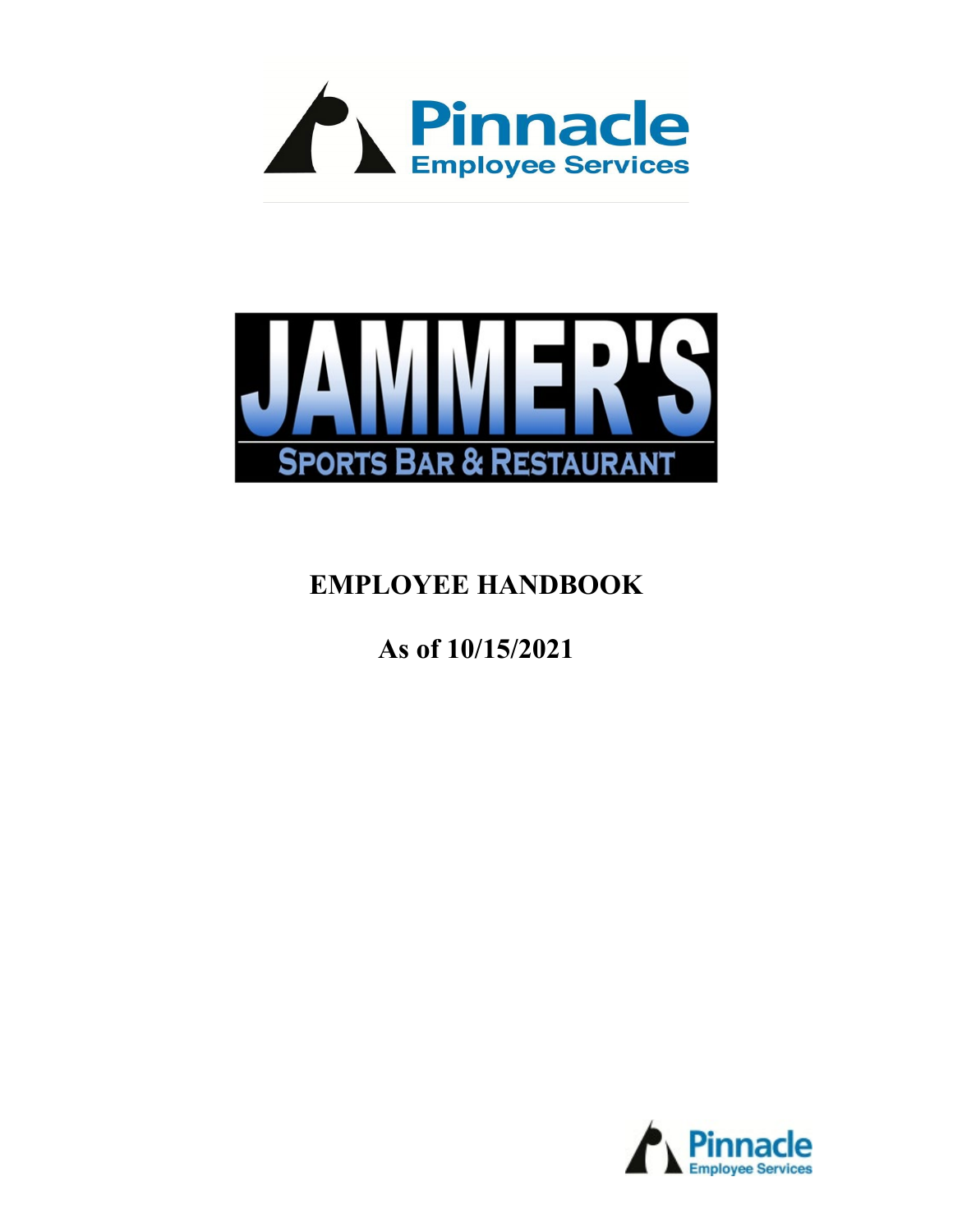Pinnacle
Employee Services

JAMMER'S
SPORTS BAR & RESTAURANT

# EMPLOYEE HANDBOOK

## As of 10/15/2021

Pinnacle
Employee Services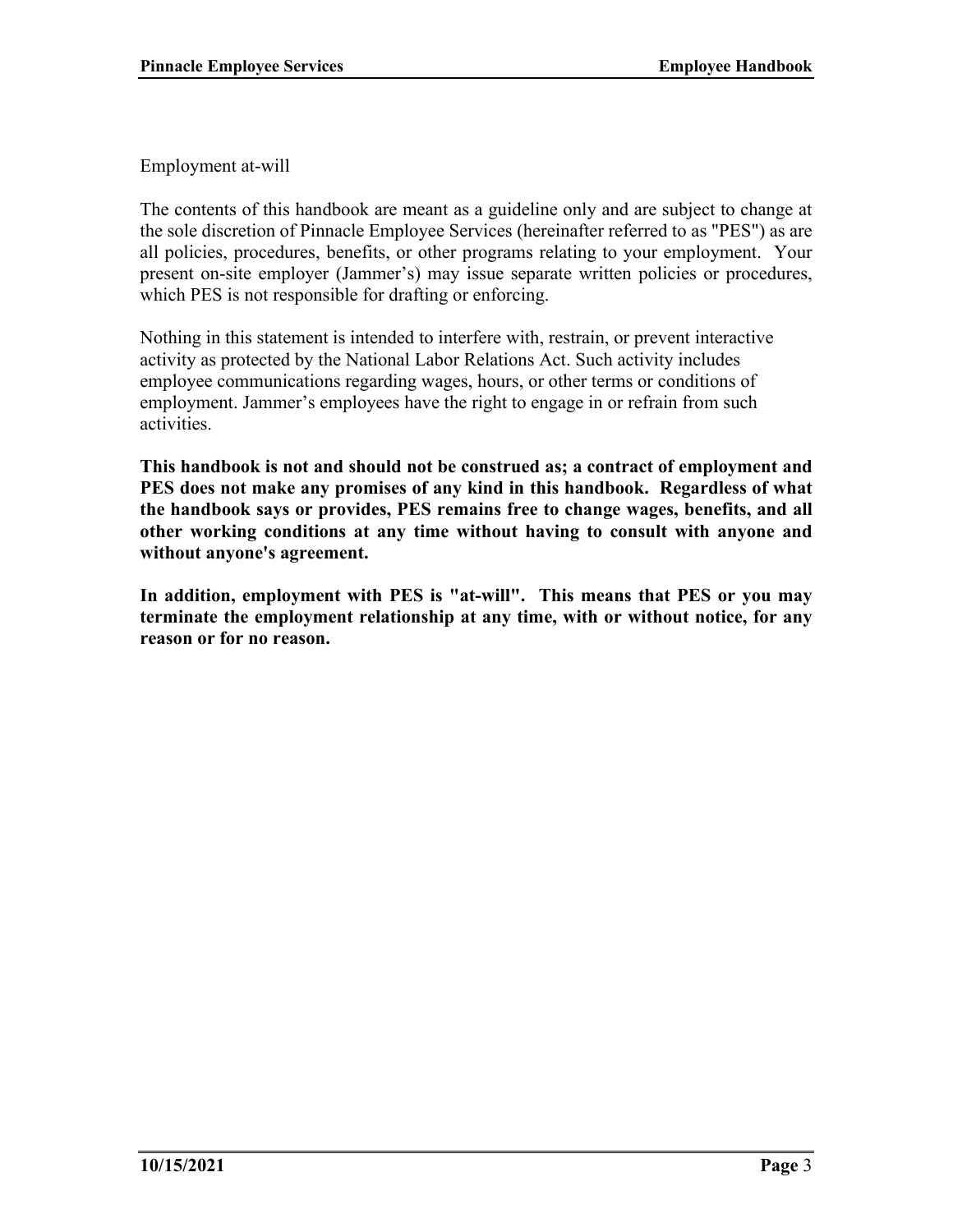## Employment at-will

The contents of this handbook are meant as a guideline only and are subject to change at the sole discretion of Pinnacle Employee Services (hereinafter referred to as "PES") as are all policies, procedures, benefits, or other programs relating to your employment. Your present on-site employer (Jammer's) may issue separate written policies or procedures, which PES is not responsible for drafting or enforcing.

Nothing in this statement is intended to interfere with, restrain, or prevent interactive activity as protected by the National Labor Relations Act. Such activity includes employee communications regarding wages, hours, or other terms or conditions of employment. Jammer's employees have the right to engage in or refrain from such activities.

**This handbook is not and should not be construed as; a contract of employment and PES does not make any promises of any kind in this handbook. Regardless of what the handbook says or provides, PES remains free to change wages, benefits, and all other working conditions at any time without having to consult with anyone and without anyone's agreement.**

**In addition, employment with PES is "at-will". This means that PES or you may terminate the employment relationship at any time, with or without notice, for any reason or for no reason.**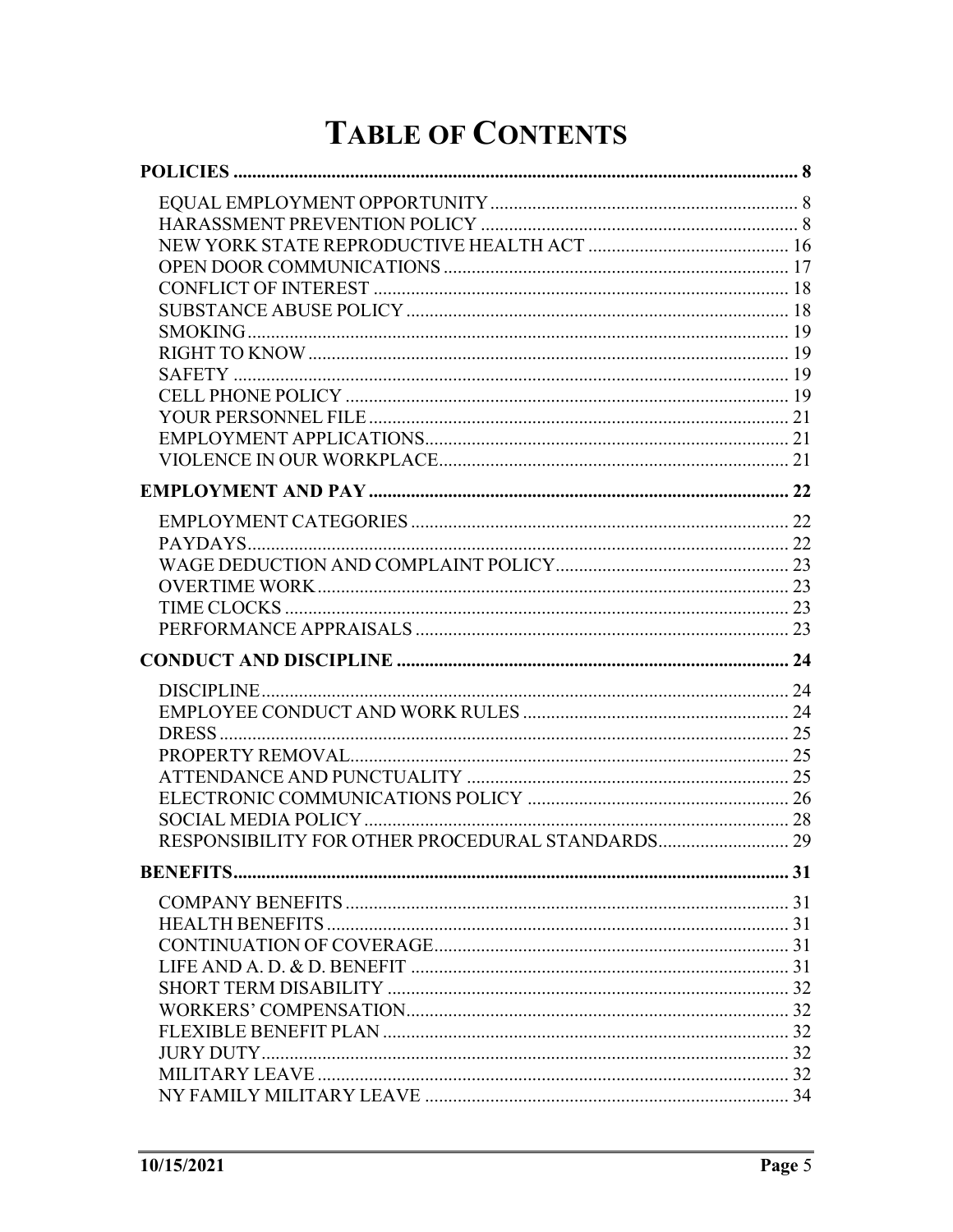# TABLE OF CONTENTS

**POLICIES** ... 8

- EQUAL EMPLOYMENT OPPORTUNITY ... 8
- HARASSMENT PREVENTION POLICY ... 8
- NEW YORK STATE REPRODUCTIVE HEALTH ACT ... 16
- OPEN DOOR COMMUNICATIONS ... 17
- CONFLICT OF INTEREST ... 18
- SUBSTANCE ABUSE POLICY ... 18
- SMOKING ... 19
- RIGHT TO KNOW ... 19
- SAFETY ... 19
- CELL PHONE POLICY ... 19
- YOUR PERSONNEL FILE ... 21
- EMPLOYMENT APPLICATIONS ... 21
- VIOLENCE IN OUR WORKPLACE ... 21

**EMPLOYMENT AND PAY** ... 22

- EMPLOYMENT CATEGORIES ... 22
- PAYDAYS ... 22
- WAGE DEDUCTION AND COMPLAINT POLICY ... 23
- OVERTIME WORK ... 23
- TIME CLOCKS ... 23
- PERFORMANCE APPRAISALS ... 23

**CONDUCT AND DISCIPLINE** ... 24

- DISCIPLINE ... 24
- EMPLOYEE CONDUCT AND WORK RULES ... 24
- DRESS ... 25
- PROPERTY REMOVAL ... 25
- ATTENDANCE AND PUNCTUALITY ... 25
- ELECTRONIC COMMUNICATIONS POLICY ... 26
- SOCIAL MEDIA POLICY ... 28
- RESPONSIBILITY FOR OTHER PROCEDURAL STANDARDS ... 29

**BENEFITS** ... 31

- COMPANY BENEFITS ... 31
- HEALTH BENEFITS ... 31
- CONTINUATION OF COVERAGE ... 31
- LIFE AND A. D. & D. BENEFIT ... 31
- SHORT TERM DISABILITY ... 32
- WORKERS' COMPENSATION ... 32
- FLEXIBLE BENEFIT PLAN ... 32
- JURY DUTY ... 32
- MILITARY LEAVE ... 32
- NY FAMILY MILITARY LEAVE ... 34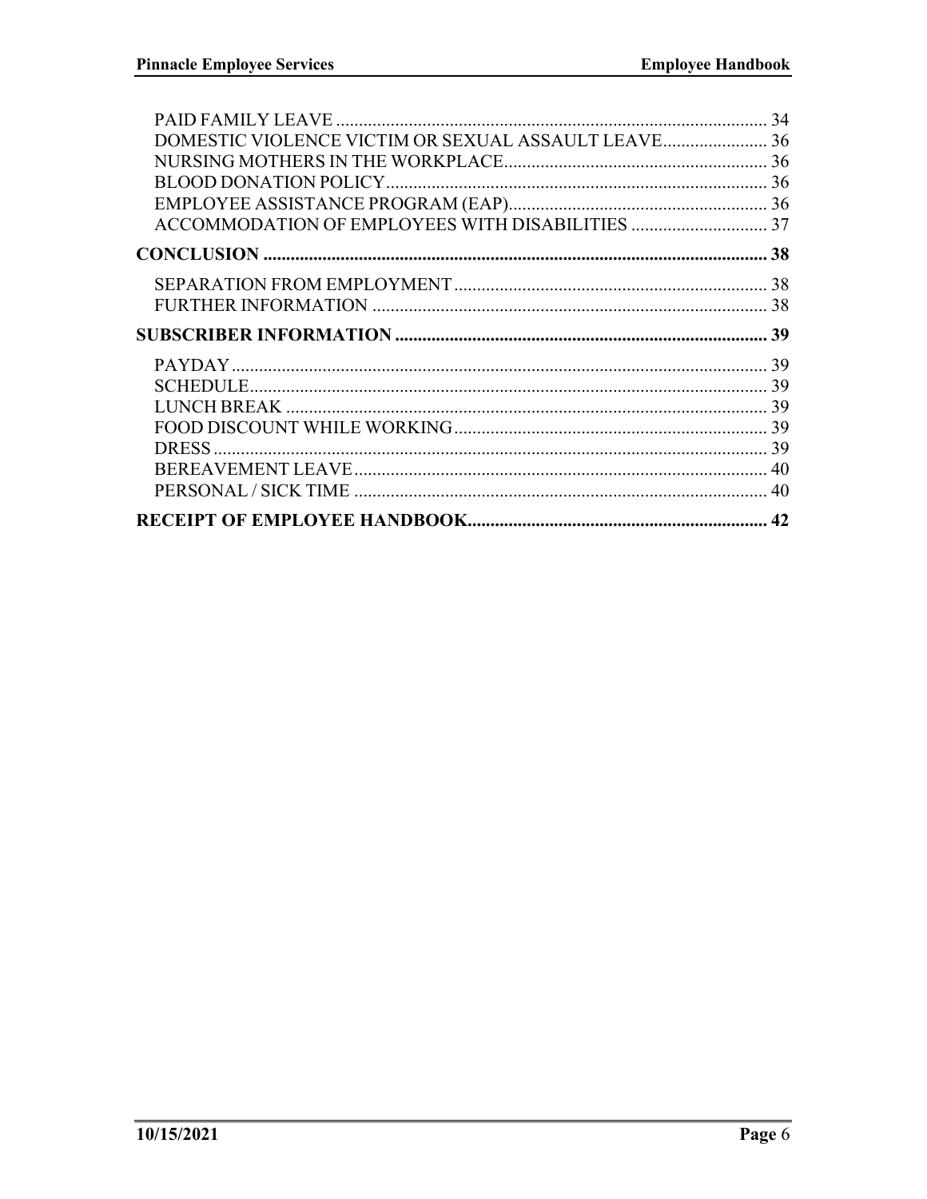PAID FAMILY LEAVE ... 34
DOMESTIC VIOLENCE VICTIM OR SEXUAL ASSAULT LEAVE ... 36
NURSING MOTHERS IN THE WORKPLACE ... 36
BLOOD DONATION POLICY ... 36
EMPLOYEE ASSISTANCE PROGRAM (EAP) ... 36
ACCOMMODATION OF EMPLOYEES WITH DISABILITIES ... 37

**CONCLUSION ... 38**

SEPARATION FROM EMPLOYMENT ... 38
FURTHER INFORMATION ... 38

**SUBSCRIBER INFORMATION ... 39**

PAYDAY ... 39
SCHEDULE ... 39
LUNCH BREAK ... 39
FOOD DISCOUNT WHILE WORKING ... 39
DRESS ... 39
BEREAVEMENT LEAVE ... 40
PERSONAL / SICK TIME ... 40

**RECEIPT OF EMPLOYEE HANDBOOK ... 42**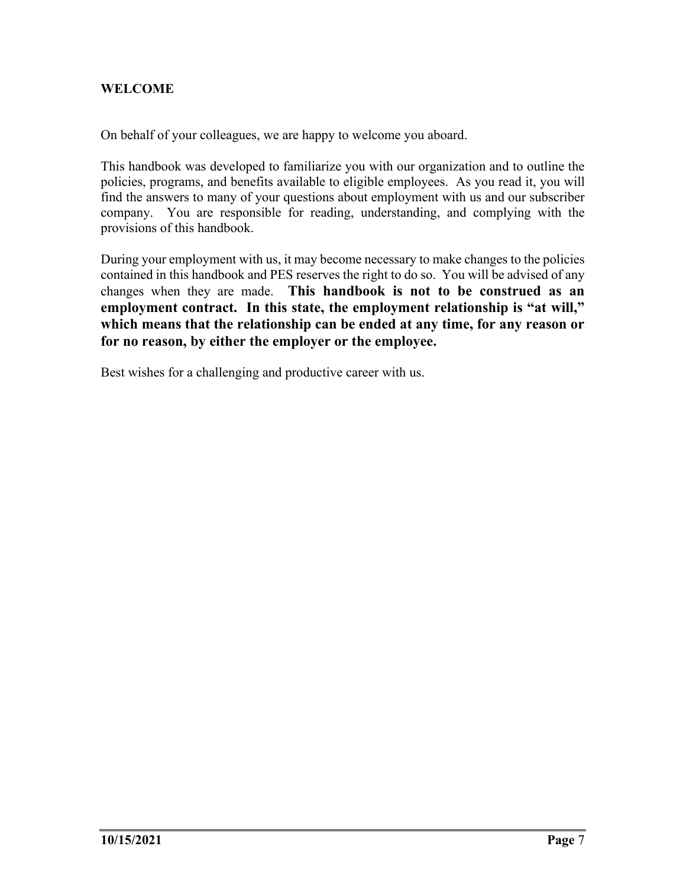## WELCOME

On behalf of your colleagues, we are happy to welcome you aboard.

This handbook was developed to familiarize you with our organization and to outline the policies, programs, and benefits available to eligible employees. As you read it, you will find the answers to many of your questions about employment with us and our subscriber company. You are responsible for reading, understanding, and complying with the provisions of this handbook.

During your employment with us, it may become necessary to make changes to the policies contained in this handbook and PES reserves the right to do so. You will be advised of any changes when they are made. **This handbook is not to be construed as an employment contract. In this state, the employment relationship is "at will," which means that the relationship can be ended at any time, for any reason or for no reason, by either the employer or the employee.**

Best wishes for a challenging and productive career with us.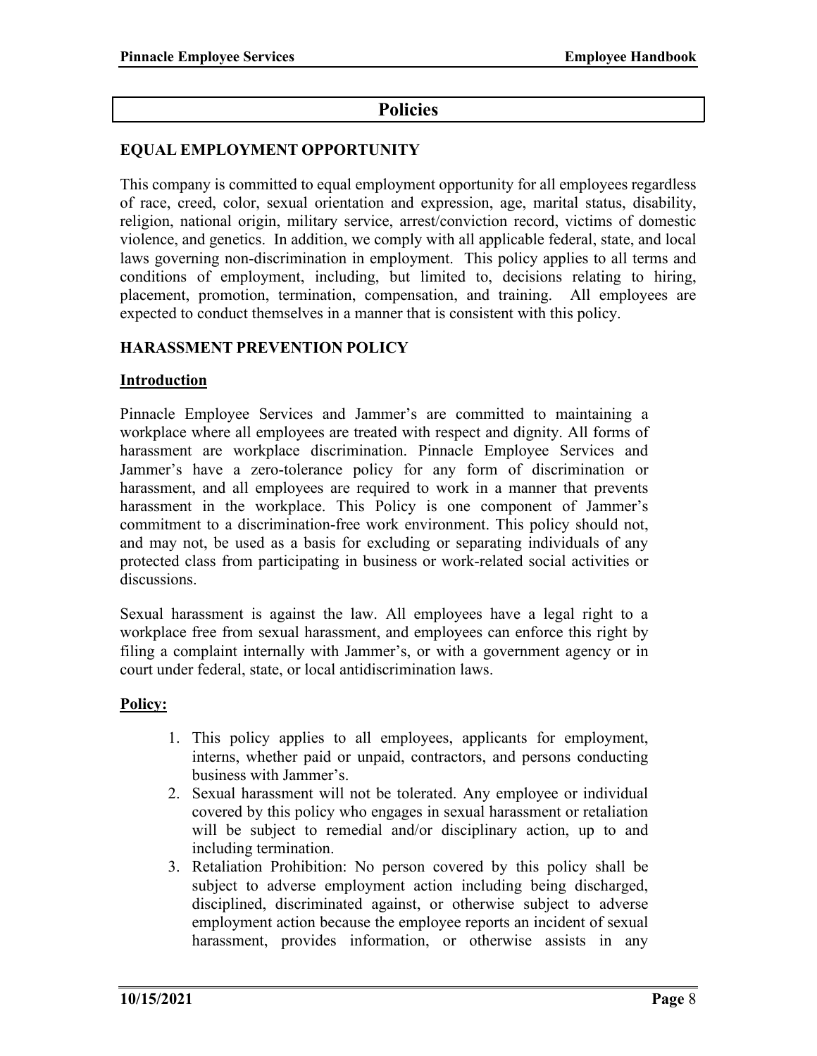# Policies

## EQUAL EMPLOYMENT OPPORTUNITY

This company is committed to equal employment opportunity for all employees regardless of race, creed, color, sexual orientation and expression, age, marital status, disability, religion, national origin, military service, arrest/conviction record, victims of domestic violence, and genetics. In addition, we comply with all applicable federal, state, and local laws governing non-discrimination in employment. This policy applies to all terms and conditions of employment, including, but limited to, decisions relating to hiring, placement, promotion, termination, compensation, and training. All employees are expected to conduct themselves in a manner that is consistent with this policy.

## HARASSMENT PREVENTION POLICY

### Introduction

Pinnacle Employee Services and Jammer's are committed to maintaining a workplace where all employees are treated with respect and dignity. All forms of harassment are workplace discrimination. Pinnacle Employee Services and Jammer's have a zero-tolerance policy for any form of discrimination or harassment, and all employees are required to work in a manner that prevents harassment in the workplace. This Policy is one component of Jammer's commitment to a discrimination-free work environment. This policy should not, and may not, be used as a basis for excluding or separating individuals of any protected class from participating in business or work-related social activities or discussions.

Sexual harassment is against the law. All employees have a legal right to a workplace free from sexual harassment, and employees can enforce this right by filing a complaint internally with Jammer's, or with a government agency or in court under federal, state, or local antidiscrimination laws.

### Policy:

1. This policy applies to all employees, applicants for employment, interns, whether paid or unpaid, contractors, and persons conducting business with Jammer's.
2. Sexual harassment will not be tolerated. Any employee or individual covered by this policy who engages in sexual harassment or retaliation will be subject to remedial and/or disciplinary action, up to and including termination.
3. Retaliation Prohibition: No person covered by this policy shall be subject to adverse employment action including being discharged, disciplined, discriminated against, or otherwise subject to adverse employment action because the employee reports an incident of sexual harassment, provides information, or otherwise assists in any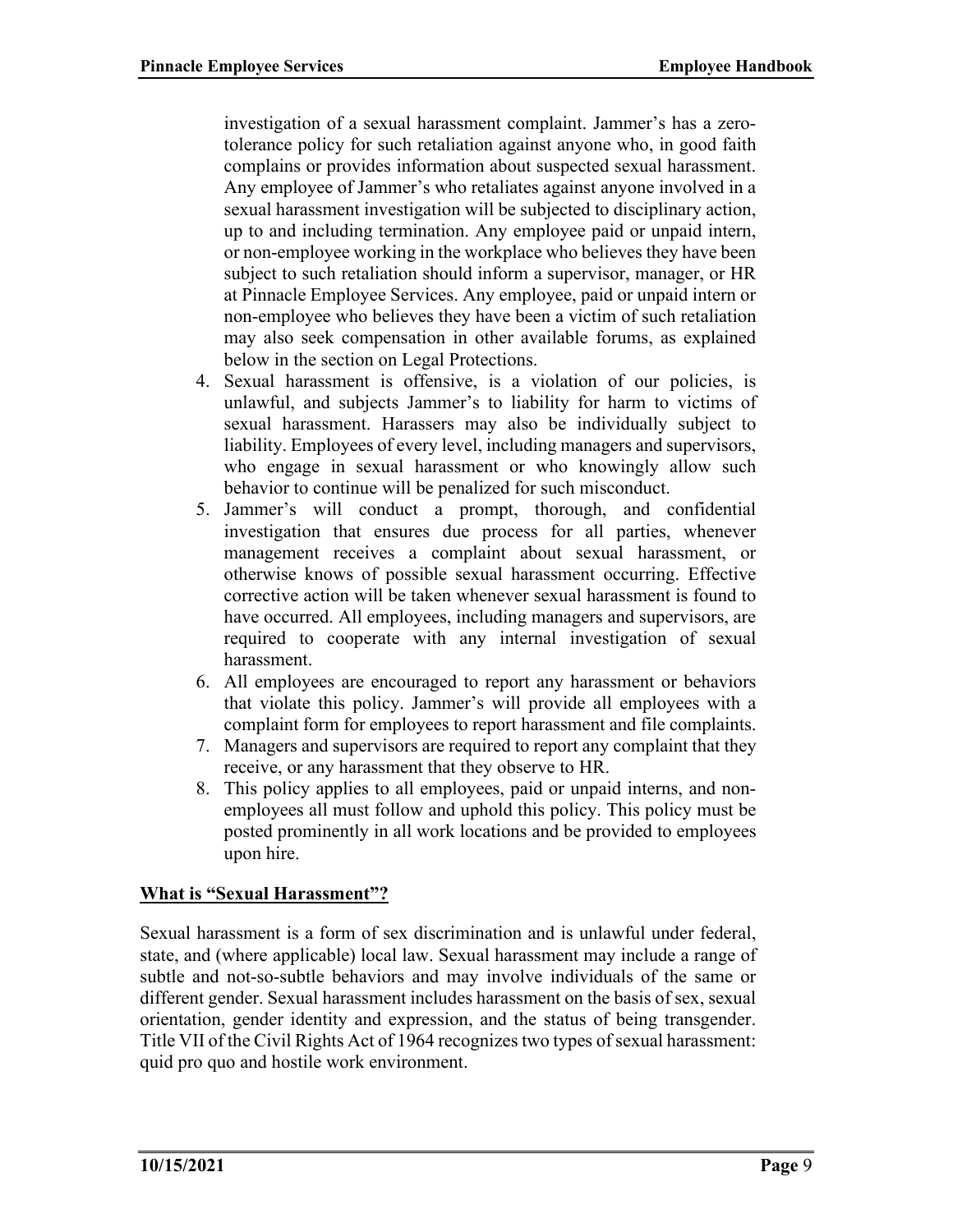investigation of a sexual harassment complaint. Jammer's has a zero-tolerance policy for such retaliation against anyone who, in good faith complains or provides information about suspected sexual harassment. Any employee of Jammer's who retaliates against anyone involved in a sexual harassment investigation will be subjected to disciplinary action, up to and including termination. Any employee paid or unpaid intern, or non-employee working in the workplace who believes they have been subject to such retaliation should inform a supervisor, manager, or HR at Pinnacle Employee Services. Any employee, paid or unpaid intern or non-employee who believes they have been a victim of such retaliation may also seek compensation in other available forums, as explained below in the section on Legal Protections.

4. Sexual harassment is offensive, is a violation of our policies, is unlawful, and subjects Jammer's to liability for harm to victims of sexual harassment. Harassers may also be individually subject to liability. Employees of every level, including managers and supervisors, who engage in sexual harassment or who knowingly allow such behavior to continue will be penalized for such misconduct.
5. Jammer's will conduct a prompt, thorough, and confidential investigation that ensures due process for all parties, whenever management receives a complaint about sexual harassment, or otherwise knows of possible sexual harassment occurring. Effective corrective action will be taken whenever sexual harassment is found to have occurred. All employees, including managers and supervisors, are required to cooperate with any internal investigation of sexual harassment.
6. All employees are encouraged to report any harassment or behaviors that violate this policy. Jammer's will provide all employees with a complaint form for employees to report harassment and file complaints.
7. Managers and supervisors are required to report any complaint that they receive, or any harassment that they observe to HR.
8. This policy applies to all employees, paid or unpaid interns, and non-employees all must follow and uphold this policy. This policy must be posted prominently in all work locations and be provided to employees upon hire.

## What is "Sexual Harassment"?

Sexual harassment is a form of sex discrimination and is unlawful under federal, state, and (where applicable) local law. Sexual harassment may include a range of subtle and not-so-subtle behaviors and may involve individuals of the same or different gender. Sexual harassment includes harassment on the basis of sex, sexual orientation, gender identity and expression, and the status of being transgender. Title VII of the Civil Rights Act of 1964 recognizes two types of sexual harassment: quid pro quo and hostile work environment.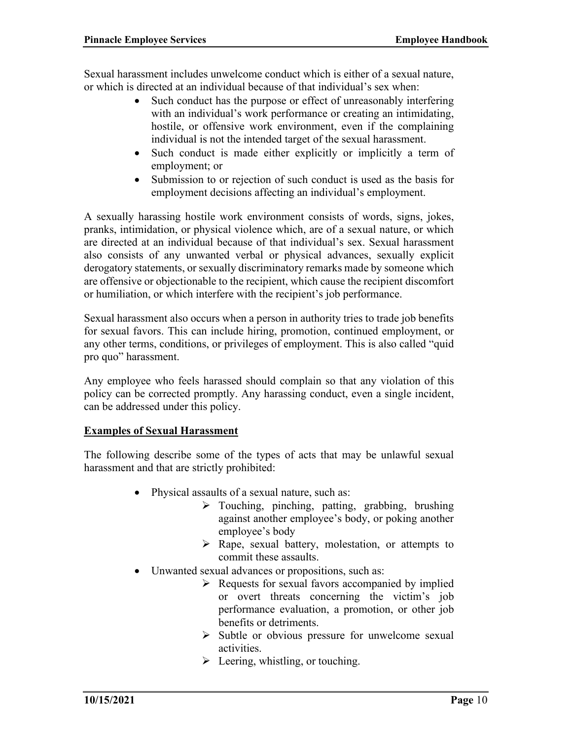Sexual harassment includes unwelcome conduct which is either of a sexual nature, or which is directed at an individual because of that individual's sex when:

- Such conduct has the purpose or effect of unreasonably interfering with an individual's work performance or creating an intimidating, hostile, or offensive work environment, even if the complaining individual is not the intended target of the sexual harassment.
- Such conduct is made either explicitly or implicitly a term of employment; or
- Submission to or rejection of such conduct is used as the basis for employment decisions affecting an individual's employment.

A sexually harassing hostile work environment consists of words, signs, jokes, pranks, intimidation, or physical violence which, are of a sexual nature, or which are directed at an individual because of that individual's sex. Sexual harassment also consists of any unwanted verbal or physical advances, sexually explicit derogatory statements, or sexually discriminatory remarks made by someone which are offensive or objectionable to the recipient, which cause the recipient discomfort or humiliation, or which interfere with the recipient's job performance.

Sexual harassment also occurs when a person in authority tries to trade job benefits for sexual favors. This can include hiring, promotion, continued employment, or any other terms, conditions, or privileges of employment. This is also called "quid pro quo" harassment.

Any employee who feels harassed should complain so that any violation of this policy can be corrected promptly. Any harassing conduct, even a single incident, can be addressed under this policy.

**Examples of Sexual Harassment**

The following describe some of the types of acts that may be unlawful sexual harassment and that are strictly prohibited:

- Physical assaults of a sexual nature, such as:
  - Touching, pinching, patting, grabbing, brushing against another employee's body, or poking another employee's body
  - Rape, sexual battery, molestation, or attempts to commit these assaults.
- Unwanted sexual advances or propositions, such as:
  - Requests for sexual favors accompanied by implied or overt threats concerning the victim's job performance evaluation, a promotion, or other job benefits or detriments.
  - Subtle or obvious pressure for unwelcome sexual activities.
  - Leering, whistling, or touching.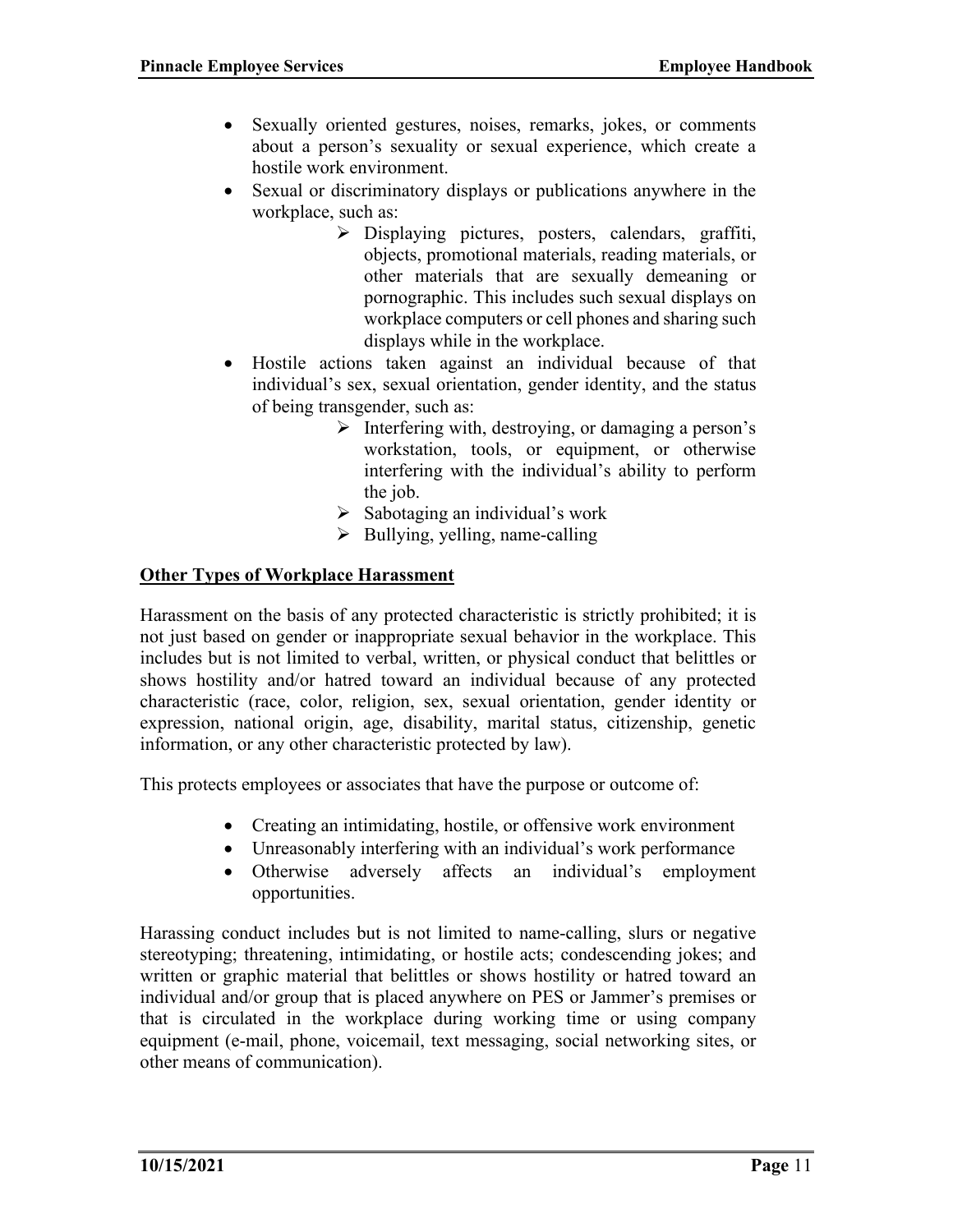- Sexually oriented gestures, noises, remarks, jokes, or comments about a person's sexuality or sexual experience, which create a hostile work environment.
- Sexual or discriminatory displays or publications anywhere in the workplace, such as:
  - Displaying pictures, posters, calendars, graffiti, objects, promotional materials, reading materials, or other materials that are sexually demeaning or pornographic. This includes such sexual displays on workplace computers or cell phones and sharing such displays while in the workplace.
- Hostile actions taken against an individual because of that individual's sex, sexual orientation, gender identity, and the status of being transgender, such as:
  - Interfering with, destroying, or damaging a person's workstation, tools, or equipment, or otherwise interfering with the individual's ability to perform the job.
  - Sabotaging an individual's work
  - Bullying, yelling, name-calling

**<u>Other Types of Workplace Harassment</u>**

Harassment on the basis of any protected characteristic is strictly prohibited; it is not just based on gender or inappropriate sexual behavior in the workplace. This includes but is not limited to verbal, written, or physical conduct that belittles or shows hostility and/or hatred toward an individual because of any protected characteristic (race, color, religion, sex, sexual orientation, gender identity or expression, national origin, age, disability, marital status, citizenship, genetic information, or any other characteristic protected by law).

This protects employees or associates that have the purpose or outcome of:

- Creating an intimidating, hostile, or offensive work environment
- Unreasonably interfering with an individual's work performance
- Otherwise adversely affects an individual's employment opportunities.

Harassing conduct includes but is not limited to name-calling, slurs or negative stereotyping; threatening, intimidating, or hostile acts; condescending jokes; and written or graphic material that belittles or shows hostility or hatred toward an individual and/or group that is placed anywhere on PES or Jammer's premises or that is circulated in the workplace during working time or using company equipment (e-mail, phone, voicemail, text messaging, social networking sites, or other means of communication).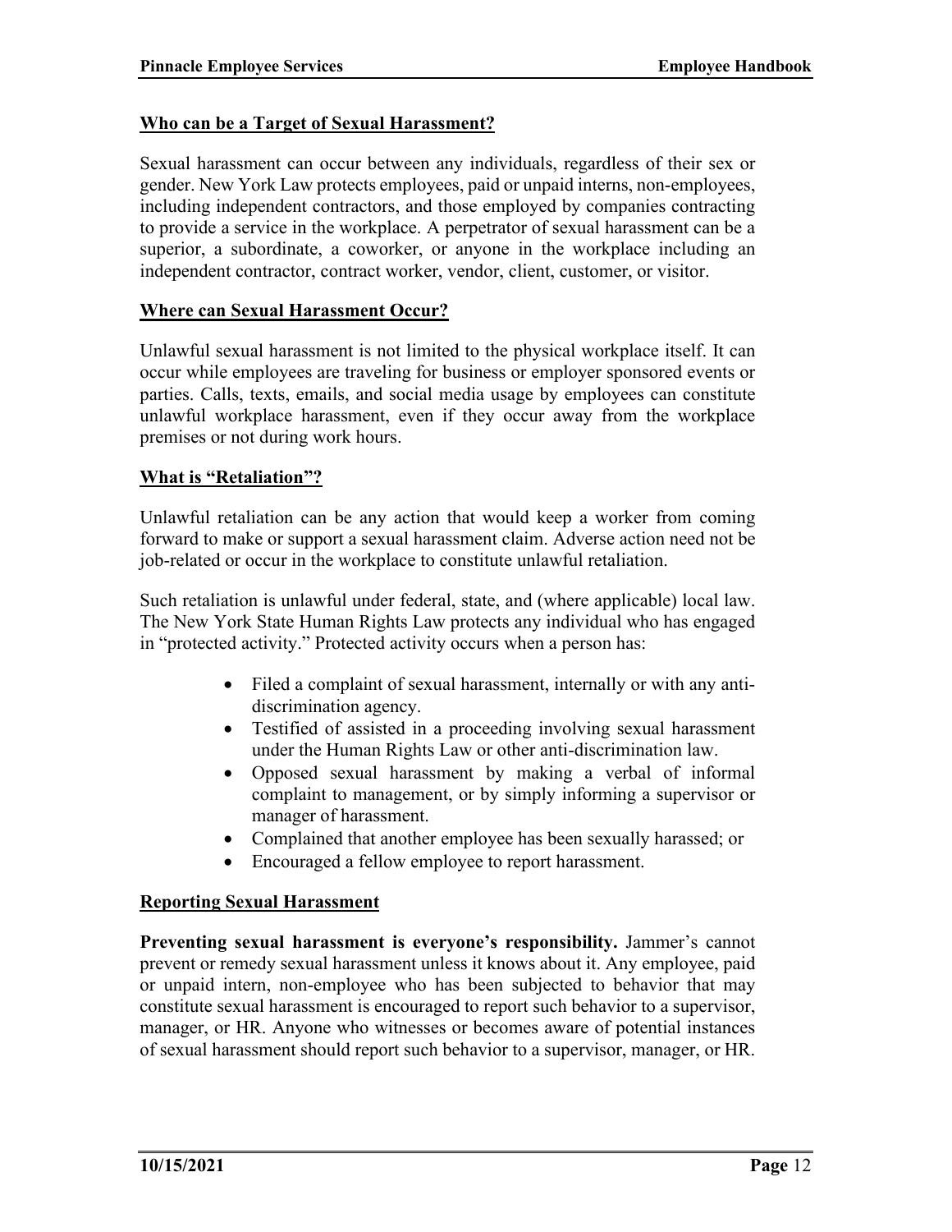**Who can be a Target of Sexual Harassment?**

Sexual harassment can occur between any individuals, regardless of their sex or gender. New York Law protects employees, paid or unpaid interns, non-employees, including independent contractors, and those employed by companies contracting to provide a service in the workplace. A perpetrator of sexual harassment can be a superior, a subordinate, a coworker, or anyone in the workplace including an independent contractor, contract worker, vendor, client, customer, or visitor.

**Where can Sexual Harassment Occur?**

Unlawful sexual harassment is not limited to the physical workplace itself. It can occur while employees are traveling for business or employer sponsored events or parties. Calls, texts, emails, and social media usage by employees can constitute unlawful workplace harassment, even if they occur away from the workplace premises or not during work hours.

**What is "Retaliation"?**

Unlawful retaliation can be any action that would keep a worker from coming forward to make or support a sexual harassment claim. Adverse action need not be job-related or occur in the workplace to constitute unlawful retaliation.

Such retaliation is unlawful under federal, state, and (where applicable) local law. The New York State Human Rights Law protects any individual who has engaged in "protected activity." Protected activity occurs when a person has:

- Filed a complaint of sexual harassment, internally or with any anti-discrimination agency.
- Testified of assisted in a proceeding involving sexual harassment under the Human Rights Law or other anti-discrimination law.
- Opposed sexual harassment by making a verbal of informal complaint to management, or by simply informing a supervisor or manager of harassment.
- Complained that another employee has been sexually harassed; or
- Encouraged a fellow employee to report harassment.

**Reporting Sexual Harassment**

**Preventing sexual harassment is everyone's responsibility.** Jammer's cannot prevent or remedy sexual harassment unless it knows about it. Any employee, paid or unpaid intern, non-employee who has been subjected to behavior that may constitute sexual harassment is encouraged to report such behavior to a supervisor, manager, or HR. Anyone who witnesses or becomes aware of potential instances of sexual harassment should report such behavior to a supervisor, manager, or HR.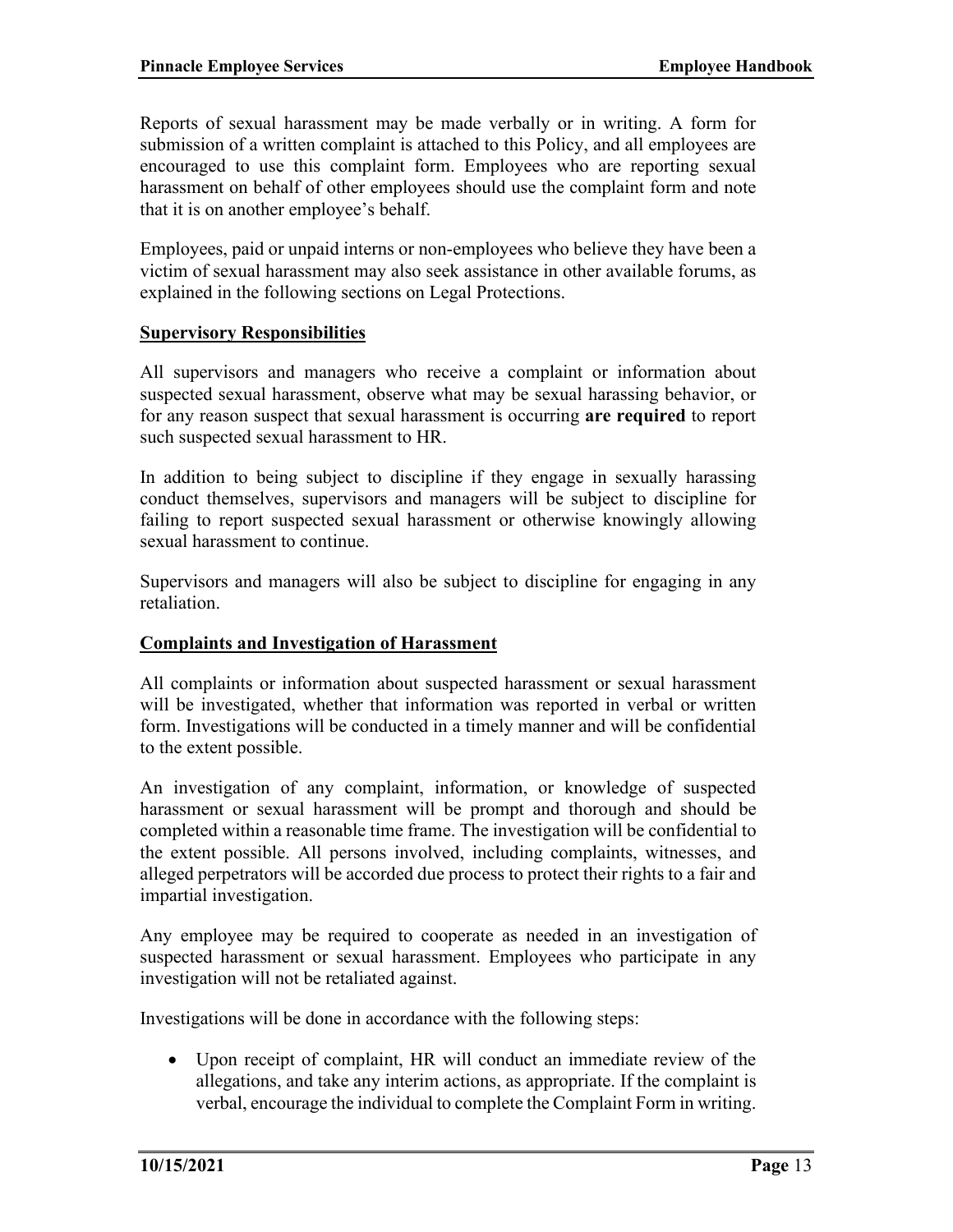Reports of sexual harassment may be made verbally or in writing. A form for submission of a written complaint is attached to this Policy, and all employees are encouraged to use this complaint form. Employees who are reporting sexual harassment on behalf of other employees should use the complaint form and note that it is on another employee's behalf.

Employees, paid or unpaid interns or non-employees who believe they have been a victim of sexual harassment may also seek assistance in other available forums, as explained in the following sections on Legal Protections.

## Supervisory Responsibilities

All supervisors and managers who receive a complaint or information about suspected sexual harassment, observe what may be sexual harassing behavior, or for any reason suspect that sexual harassment is occurring **are required** to report such suspected sexual harassment to HR.

In addition to being subject to discipline if they engage in sexually harassing conduct themselves, supervisors and managers will be subject to discipline for failing to report suspected sexual harassment or otherwise knowingly allowing sexual harassment to continue.

Supervisors and managers will also be subject to discipline for engaging in any retaliation.

## Complaints and Investigation of Harassment

All complaints or information about suspected harassment or sexual harassment will be investigated, whether that information was reported in verbal or written form. Investigations will be conducted in a timely manner and will be confidential to the extent possible.

An investigation of any complaint, information, or knowledge of suspected harassment or sexual harassment will be prompt and thorough and should be completed within a reasonable time frame. The investigation will be confidential to the extent possible. All persons involved, including complaints, witnesses, and alleged perpetrators will be accorded due process to protect their rights to a fair and impartial investigation.

Any employee may be required to cooperate as needed in an investigation of suspected harassment or sexual harassment. Employees who participate in any investigation will not be retaliated against.

Investigations will be done in accordance with the following steps:

- Upon receipt of complaint, HR will conduct an immediate review of the allegations, and take any interim actions, as appropriate. If the complaint is verbal, encourage the individual to complete the Complaint Form in writing.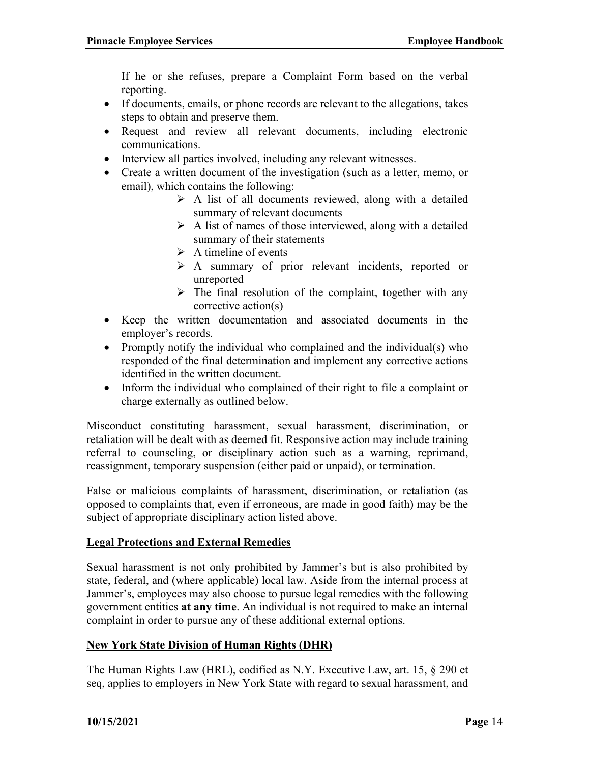If he or she refuses, prepare a Complaint Form based on the verbal reporting.

- If documents, emails, or phone records are relevant to the allegations, takes steps to obtain and preserve them.
- Request and review all relevant documents, including electronic communications.
- Interview all parties involved, including any relevant witnesses.
- Create a written document of the investigation (such as a letter, memo, or email), which contains the following:
    - A list of all documents reviewed, along with a detailed summary of relevant documents
    - A list of names of those interviewed, along with a detailed summary of their statements
    - A timeline of events
    - A summary of prior relevant incidents, reported or unreported
    - The final resolution of the complaint, together with any corrective action(s)
- Keep the written documentation and associated documents in the employer's records.
- Promptly notify the individual who complained and the individual(s) who responded of the final determination and implement any corrective actions identified in the written document.
- Inform the individual who complained of their right to file a complaint or charge externally as outlined below.

Misconduct constituting harassment, sexual harassment, discrimination, or retaliation will be dealt with as deemed fit. Responsive action may include training referral to counseling, or disciplinary action such as a warning, reprimand, reassignment, temporary suspension (either paid or unpaid), or termination.

False or malicious complaints of harassment, discrimination, or retaliation (as opposed to complaints that, even if erroneous, are made in good faith) may be the subject of appropriate disciplinary action listed above.

## Legal Protections and External Remedies

Sexual harassment is not only prohibited by Jammer's but is also prohibited by state, federal, and (where applicable) local law. Aside from the internal process at Jammer's, employees may also choose to pursue legal remedies with the following government entities **at any time**. An individual is not required to make an internal complaint in order to pursue any of these additional external options.

## New York State Division of Human Rights (DHR)

The Human Rights Law (HRL), codified as N.Y. Executive Law, art. 15, § 290 et seq, applies to employers in New York State with regard to sexual harassment, and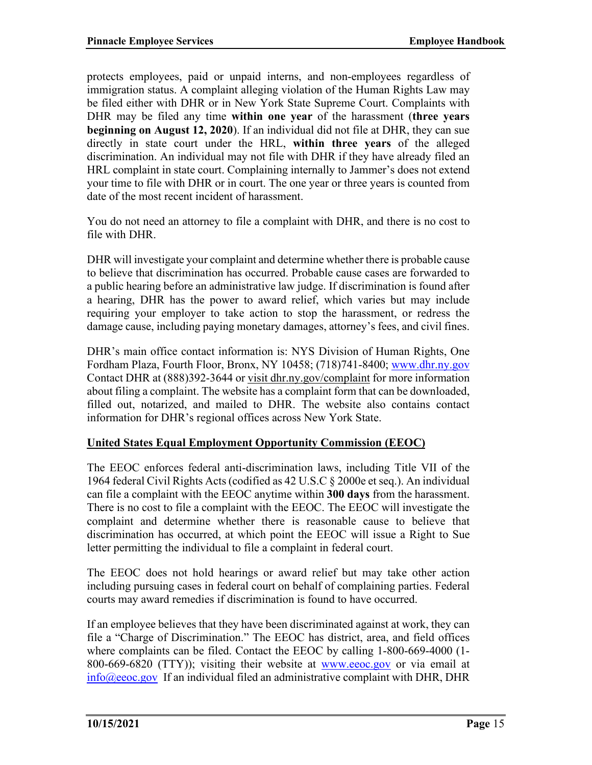protects employees, paid or unpaid interns, and non-employees regardless of immigration status. A complaint alleging violation of the Human Rights Law may be filed either with DHR or in New York State Supreme Court. Complaints with DHR may be filed any time **within one year** of the harassment (**three years beginning on August 12, 2020**). If an individual did not file at DHR, they can sue directly in state court under the HRL, **within three years** of the alleged discrimination. An individual may not file with DHR if they have already filed an HRL complaint in state court. Complaining internally to Jammer's does not extend your time to file with DHR or in court. The one year or three years is counted from date of the most recent incident of harassment.

You do not need an attorney to file a complaint with DHR, and there is no cost to file with DHR.

DHR will investigate your complaint and determine whether there is probable cause to believe that discrimination has occurred. Probable cause cases are forwarded to a public hearing before an administrative law judge. If discrimination is found after a hearing, DHR has the power to award relief, which varies but may include requiring your employer to take action to stop the harassment, or redress the damage cause, including paying monetary damages, attorney's fees, and civil fines.

DHR's main office contact information is: NYS Division of Human Rights, One Fordham Plaza, Fourth Floor, Bronx, NY 10458; (718)741-8400; www.dhr.ny.gov Contact DHR at (888)392-3644 or visit dhr.ny.gov/complaint for more information about filing a complaint. The website has a complaint form that can be downloaded, filled out, notarized, and mailed to DHR. The website also contains contact information for DHR's regional offices across New York State.

**United States Equal Employment Opportunity Commission (EEOC)**

The EEOC enforces federal anti-discrimination laws, including Title VII of the 1964 federal Civil Rights Acts (codified as 42 U.S.C § 2000e et seq.). An individual can file a complaint with the EEOC anytime within **300 days** from the harassment. There is no cost to file a complaint with the EEOC. The EEOC will investigate the complaint and determine whether there is reasonable cause to believe that discrimination has occurred, at which point the EEOC will issue a Right to Sue letter permitting the individual to file a complaint in federal court.

The EEOC does not hold hearings or award relief but may take other action including pursuing cases in federal court on behalf of complaining parties. Federal courts may award remedies if discrimination is found to have occurred.

If an employee believes that they have been discriminated against at work, they can file a "Charge of Discrimination." The EEOC has district, area, and field offices where complaints can be filed. Contact the EEOC by calling 1-800-669-4000 (1-800-669-6820 (TTY)); visiting their website at www.eeoc.gov or via email at info@eeoc.gov If an individual filed an administrative complaint with DHR, DHR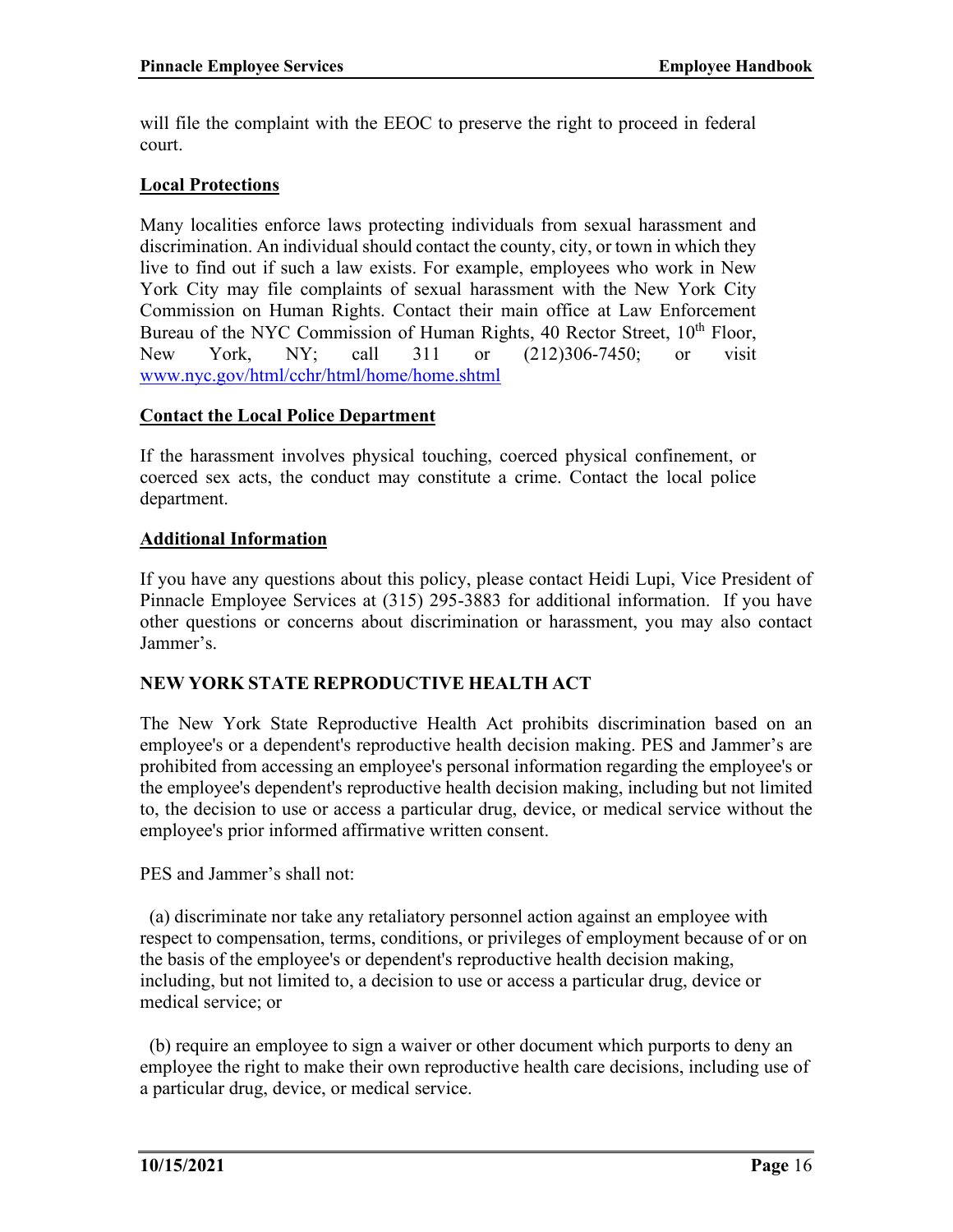will file the complaint with the EEOC to preserve the right to proceed in federal court.

**Local Protections**

Many localities enforce laws protecting individuals from sexual harassment and discrimination. An individual should contact the county, city, or town in which they live to find out if such a law exists. For example, employees who work in New York City may file complaints of sexual harassment with the New York City Commission on Human Rights. Contact their main office at Law Enforcement Bureau of the NYC Commission of Human Rights, 40 Rector Street, 10th Floor, New York, NY; call 311 or (212)306-7450; or visit www.nyc.gov/html/cchr/html/home/home.shtml

**Contact the Local Police Department**

If the harassment involves physical touching, coerced physical confinement, or coerced sex acts, the conduct may constitute a crime. Contact the local police department.

**Additional Information**

If you have any questions about this policy, please contact Heidi Lupi, Vice President of Pinnacle Employee Services at (315) 295-3883 for additional information. If you have other questions or concerns about discrimination or harassment, you may also contact Jammer's.

**NEW YORK STATE REPRODUCTIVE HEALTH ACT**

The New York State Reproductive Health Act prohibits discrimination based on an employee's or a dependent's reproductive health decision making. PES and Jammer's are prohibited from accessing an employee's personal information regarding the employee's or the employee's dependent's reproductive health decision making, including but not limited to, the decision to use or access a particular drug, device, or medical service without the employee's prior informed affirmative written consent.

PES and Jammer's shall not:

(a) discriminate nor take any retaliatory personnel action against an employee with respect to compensation, terms, conditions, or privileges of employment because of or on the basis of the employee's or dependent's reproductive health decision making, including, but not limited to, a decision to use or access a particular drug, device or medical service; or

(b) require an employee to sign a waiver or other document which purports to deny an employee the right to make their own reproductive health care decisions, including use of a particular drug, device, or medical service.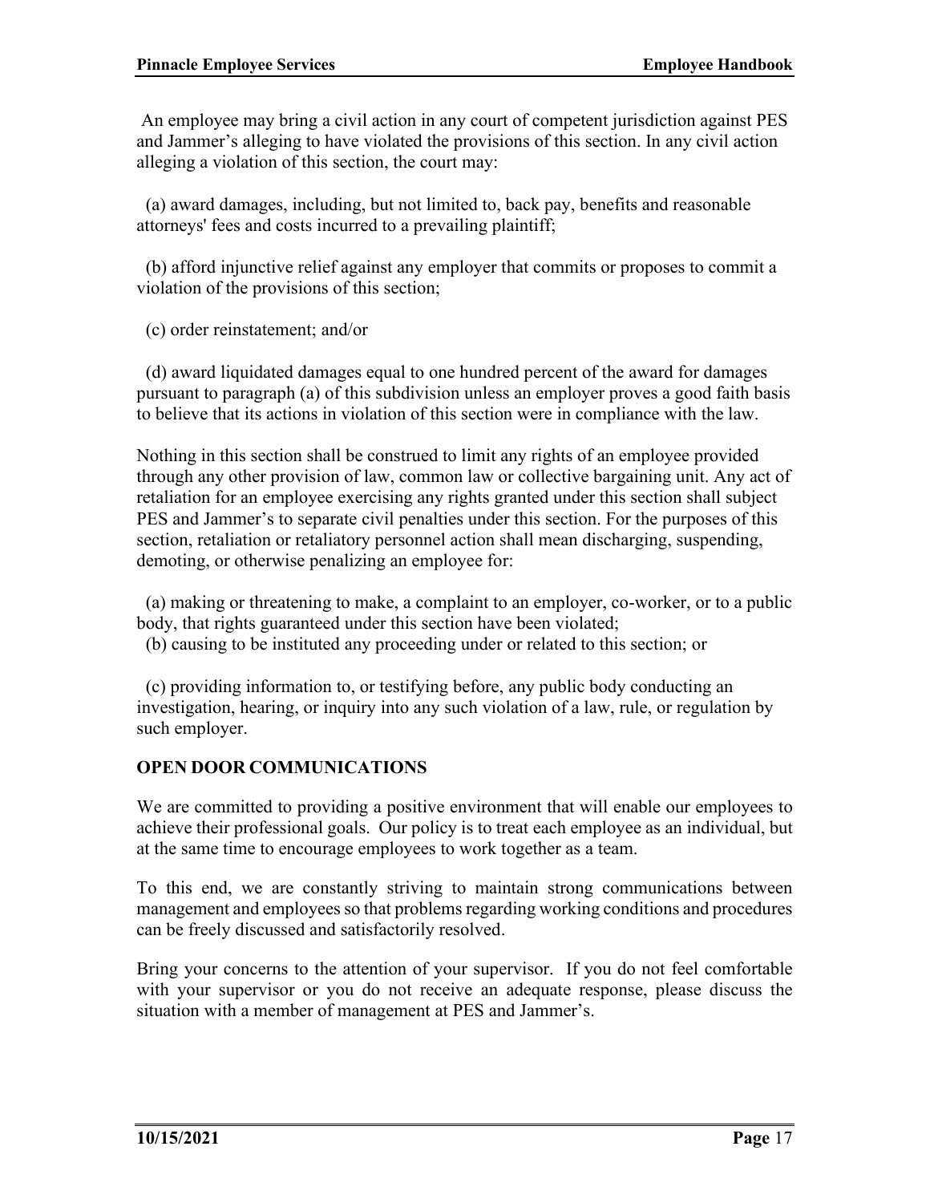An employee may bring a civil action in any court of competent jurisdiction against PES and Jammer's alleging to have violated the provisions of this section. In any civil action alleging a violation of this section, the court may:

(a) award damages, including, but not limited to, back pay, benefits and reasonable attorneys' fees and costs incurred to a prevailing plaintiff;

(b) afford injunctive relief against any employer that commits or proposes to commit a violation of the provisions of this section;

(c) order reinstatement; and/or

(d) award liquidated damages equal to one hundred percent of the award for damages pursuant to paragraph (a) of this subdivision unless an employer proves a good faith basis to believe that its actions in violation of this section were in compliance with the law.

Nothing in this section shall be construed to limit any rights of an employee provided through any other provision of law, common law or collective bargaining unit. Any act of retaliation for an employee exercising any rights granted under this section shall subject PES and Jammer's to separate civil penalties under this section. For the purposes of this section, retaliation or retaliatory personnel action shall mean discharging, suspending, demoting, or otherwise penalizing an employee for:

(a) making or threatening to make, a complaint to an employer, co-worker, or to a public body, that rights guaranteed under this section have been violated;
(b) causing to be instituted any proceeding under or related to this section; or

(c) providing information to, or testifying before, any public body conducting an investigation, hearing, or inquiry into any such violation of a law, rule, or regulation by such employer.

## OPEN DOOR COMMUNICATIONS

We are committed to providing a positive environment that will enable our employees to achieve their professional goals. Our policy is to treat each employee as an individual, but at the same time to encourage employees to work together as a team.

To this end, we are constantly striving to maintain strong communications between management and employees so that problems regarding working conditions and procedures can be freely discussed and satisfactorily resolved.

Bring your concerns to the attention of your supervisor. If you do not feel comfortable with your supervisor or you do not receive an adequate response, please discuss the situation with a member of management at PES and Jammer's.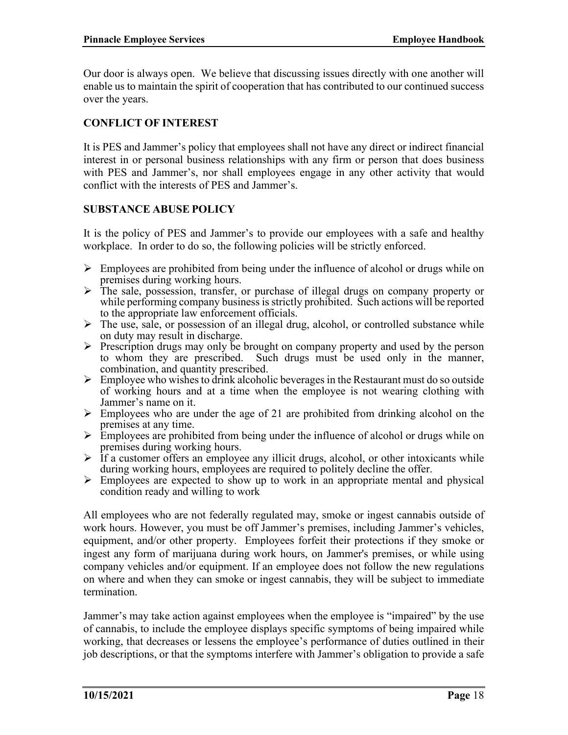Our door is always open. We believe that discussing issues directly with one another will enable us to maintain the spirit of cooperation that has contributed to our continued success over the years.

## CONFLICT OF INTEREST

It is PES and Jammer's policy that employees shall not have any direct or indirect financial interest in or personal business relationships with any firm or person that does business with PES and Jammer's, nor shall employees engage in any other activity that would conflict with the interests of PES and Jammer's.

## SUBSTANCE ABUSE POLICY

It is the policy of PES and Jammer's to provide our employees with a safe and healthy workplace. In order to do so, the following policies will be strictly enforced.

- Employees are prohibited from being under the influence of alcohol or drugs while on premises during working hours.
- The sale, possession, transfer, or purchase of illegal drugs on company property or while performing company business is strictly prohibited. Such actions will be reported to the appropriate law enforcement officials.
- The use, sale, or possession of an illegal drug, alcohol, or controlled substance while on duty may result in discharge.
- Prescription drugs may only be brought on company property and used by the person to whom they are prescribed. Such drugs must be used only in the manner, combination, and quantity prescribed.
- Employee who wishes to drink alcoholic beverages in the Restaurant must do so outside of working hours and at a time when the employee is not wearing clothing with Jammer's name on it.
- Employees who are under the age of 21 are prohibited from drinking alcohol on the premises at any time.
- Employees are prohibited from being under the influence of alcohol or drugs while on premises during working hours.
- If a customer offers an employee any illicit drugs, alcohol, or other intoxicants while during working hours, employees are required to politely decline the offer.
- Employees are expected to show up to work in an appropriate mental and physical condition ready and willing to work

All employees who are not federally regulated may, smoke or ingest cannabis outside of work hours. However, you must be off Jammer's premises, including Jammer's vehicles, equipment, and/or other property. Employees forfeit their protections if they smoke or ingest any form of marijuana during work hours, on Jammer's premises, or while using company vehicles and/or equipment. If an employee does not follow the new regulations on where and when they can smoke or ingest cannabis, they will be subject to immediate termination.

Jammer's may take action against employees when the employee is "impaired" by the use of cannabis, to include the employee displays specific symptoms of being impaired while working, that decreases or lessens the employee's performance of duties outlined in their job descriptions, or that the symptoms interfere with Jammer's obligation to provide a safe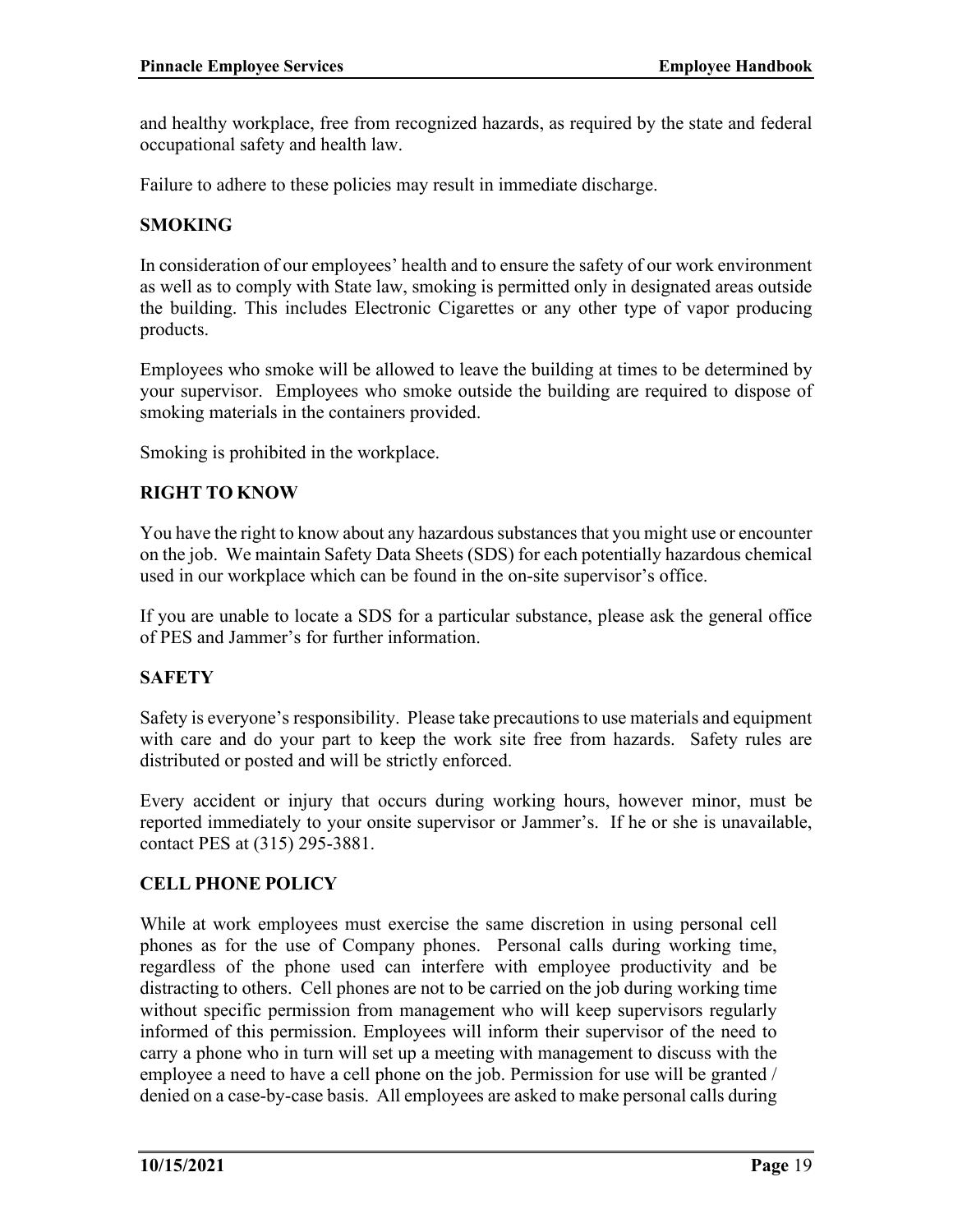and healthy workplace, free from recognized hazards, as required by the state and federal occupational safety and health law.

Failure to adhere to these policies may result in immediate discharge.

## SMOKING

In consideration of our employees' health and to ensure the safety of our work environment as well as to comply with State law, smoking is permitted only in designated areas outside the building. This includes Electronic Cigarettes or any other type of vapor producing products.

Employees who smoke will be allowed to leave the building at times to be determined by your supervisor. Employees who smoke outside the building are required to dispose of smoking materials in the containers provided.

Smoking is prohibited in the workplace.

## RIGHT TO KNOW

You have the right to know about any hazardous substances that you might use or encounter on the job. We maintain Safety Data Sheets (SDS) for each potentially hazardous chemical used in our workplace which can be found in the on-site supervisor's office.

If you are unable to locate a SDS for a particular substance, please ask the general office of PES and Jammer's for further information.

## SAFETY

Safety is everyone's responsibility. Please take precautions to use materials and equipment with care and do your part to keep the work site free from hazards. Safety rules are distributed or posted and will be strictly enforced.

Every accident or injury that occurs during working hours, however minor, must be reported immediately to your onsite supervisor or Jammer's. If he or she is unavailable, contact PES at (315) 295-3881.

## CELL PHONE POLICY

While at work employees must exercise the same discretion in using personal cell phones as for the use of Company phones. Personal calls during working time, regardless of the phone used can interfere with employee productivity and be distracting to others. Cell phones are not to be carried on the job during working time without specific permission from management who will keep supervisors regularly informed of this permission. Employees will inform their supervisor of the need to carry a phone who in turn will set up a meeting with management to discuss with the employee a need to have a cell phone on the job. Permission for use will be granted / denied on a case-by-case basis. All employees are asked to make personal calls during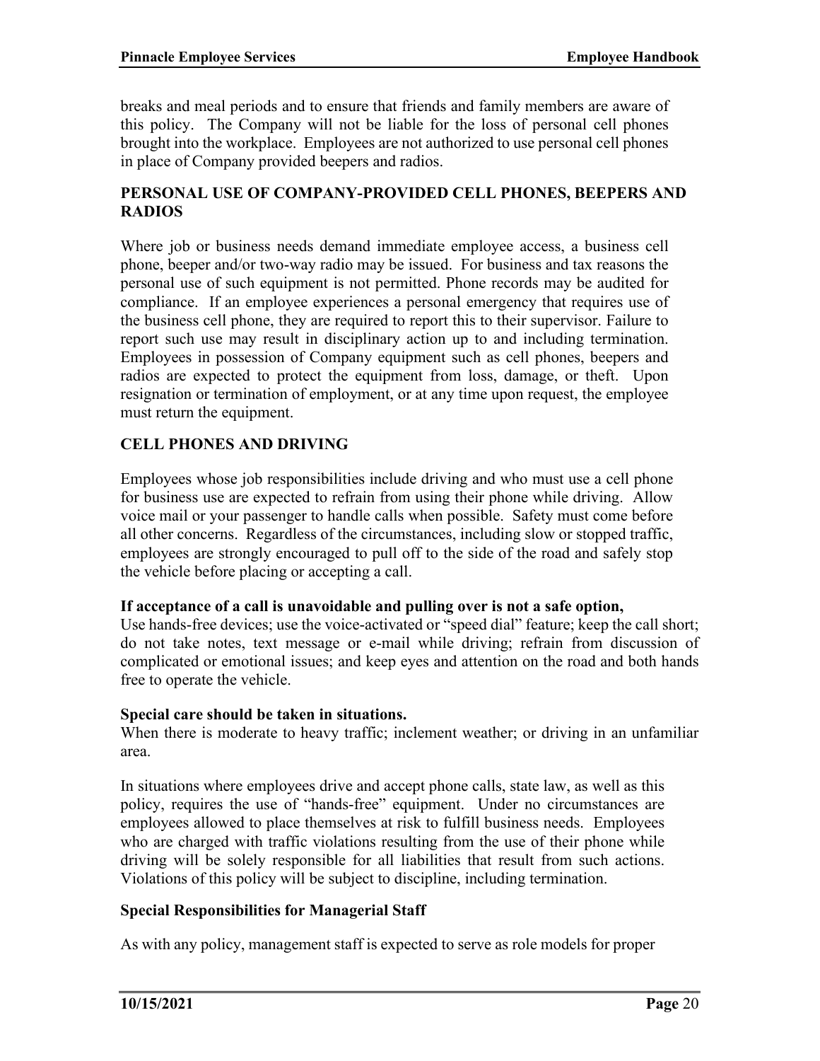breaks and meal periods and to ensure that friends and family members are aware of this policy. The Company will not be liable for the loss of personal cell phones brought into the workplace. Employees are not authorized to use personal cell phones in place of Company provided beepers and radios.

## PERSONAL USE OF COMPANY-PROVIDED CELL PHONES, BEEPERS AND RADIOS

Where job or business needs demand immediate employee access, a business cell phone, beeper and/or two-way radio may be issued. For business and tax reasons the personal use of such equipment is not permitted. Phone records may be audited for compliance. If an employee experiences a personal emergency that requires use of the business cell phone, they are required to report this to their supervisor. Failure to report such use may result in disciplinary action up to and including termination. Employees in possession of Company equipment such as cell phones, beepers and radios are expected to protect the equipment from loss, damage, or theft. Upon resignation or termination of employment, or at any time upon request, the employee must return the equipment.

## CELL PHONES AND DRIVING

Employees whose job responsibilities include driving and who must use a cell phone for business use are expected to refrain from using their phone while driving. Allow voice mail or your passenger to handle calls when possible. Safety must come before all other concerns. Regardless of the circumstances, including slow or stopped traffic, employees are strongly encouraged to pull off to the side of the road and safely stop the vehicle before placing or accepting a call.

**If acceptance of a call is unavoidable and pulling over is not a safe option,**
Use hands-free devices; use the voice-activated or "speed dial" feature; keep the call short; do not take notes, text message or e-mail while driving; refrain from discussion of complicated or emotional issues; and keep eyes and attention on the road and both hands free to operate the vehicle.

**Special care should be taken in situations.**
When there is moderate to heavy traffic; inclement weather; or driving in an unfamiliar area.

In situations where employees drive and accept phone calls, state law, as well as this policy, requires the use of "hands-free" equipment. Under no circumstances are employees allowed to place themselves at risk to fulfill business needs. Employees who are charged with traffic violations resulting from the use of their phone while driving will be solely responsible for all liabilities that result from such actions. Violations of this policy will be subject to discipline, including termination.

### Special Responsibilities for Managerial Staff

As with any policy, management staff is expected to serve as role models for proper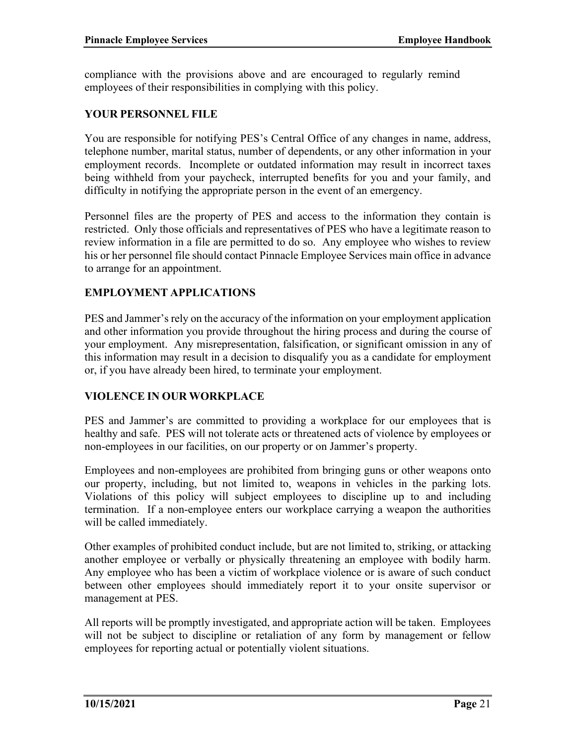compliance with the provisions above and are encouraged to regularly remind employees of their responsibilities in complying with this policy.

## YOUR PERSONNEL FILE

You are responsible for notifying PES's Central Office of any changes in name, address, telephone number, marital status, number of dependents, or any other information in your employment records. Incomplete or outdated information may result in incorrect taxes being withheld from your paycheck, interrupted benefits for you and your family, and difficulty in notifying the appropriate person in the event of an emergency.

Personnel files are the property of PES and access to the information they contain is restricted. Only those officials and representatives of PES who have a legitimate reason to review information in a file are permitted to do so. Any employee who wishes to review his or her personnel file should contact Pinnacle Employee Services main office in advance to arrange for an appointment.

## EMPLOYMENT APPLICATIONS

PES and Jammer's rely on the accuracy of the information on your employment application and other information you provide throughout the hiring process and during the course of your employment. Any misrepresentation, falsification, or significant omission in any of this information may result in a decision to disqualify you as a candidate for employment or, if you have already been hired, to terminate your employment.

## VIOLENCE IN OUR WORKPLACE

PES and Jammer's are committed to providing a workplace for our employees that is healthy and safe. PES will not tolerate acts or threatened acts of violence by employees or non-employees in our facilities, on our property or on Jammer's property.

Employees and non-employees are prohibited from bringing guns or other weapons onto our property, including, but not limited to, weapons in vehicles in the parking lots. Violations of this policy will subject employees to discipline up to and including termination. If a non-employee enters our workplace carrying a weapon the authorities will be called immediately.

Other examples of prohibited conduct include, but are not limited to, striking, or attacking another employee or verbally or physically threatening an employee with bodily harm. Any employee who has been a victim of workplace violence or is aware of such conduct between other employees should immediately report it to your onsite supervisor or management at PES.

All reports will be promptly investigated, and appropriate action will be taken. Employees will not be subject to discipline or retaliation of any form by management or fellow employees for reporting actual or potentially violent situations.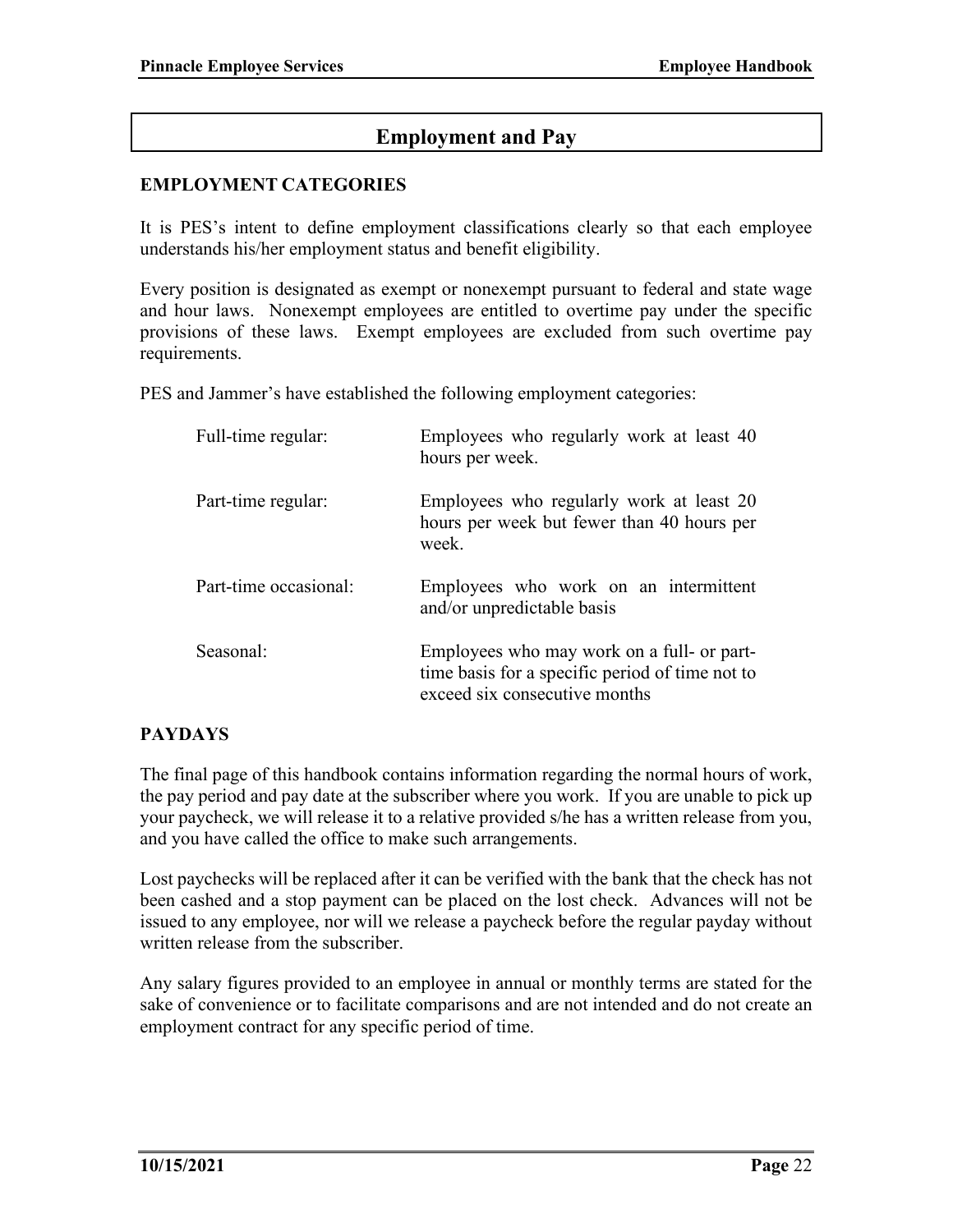# Employment and Pay

## EMPLOYMENT CATEGORIES

It is PES's intent to define employment classifications clearly so that each employee understands his/her employment status and benefit eligibility.

Every position is designated as exempt or nonexempt pursuant to federal and state wage and hour laws. Nonexempt employees are entitled to overtime pay under the specific provisions of these laws. Exempt employees are excluded from such overtime pay requirements.

PES and Jammer's have established the following employment categories:

| | |
|---|---|
| Full-time regular: | Employees who regularly work at least 40 hours per week. |
| Part-time regular: | Employees who regularly work at least 20 hours per week but fewer than 40 hours per week. |
| Part-time occasional: | Employees who work on an intermittent and/or unpredictable basis |
| Seasonal: | Employees who may work on a full- or part-time basis for a specific period of time not to exceed six consecutive months |

## PAYDAYS

The final page of this handbook contains information regarding the normal hours of work, the pay period and pay date at the subscriber where you work. If you are unable to pick up your paycheck, we will release it to a relative provided s/he has a written release from you, and you have called the office to make such arrangements.

Lost paychecks will be replaced after it can be verified with the bank that the check has not been cashed and a stop payment can be placed on the lost check. Advances will not be issued to any employee, nor will we release a paycheck before the regular payday without written release from the subscriber.

Any salary figures provided to an employee in annual or monthly terms are stated for the sake of convenience or to facilitate comparisons and are not intended and do not create an employment contract for any specific period of time.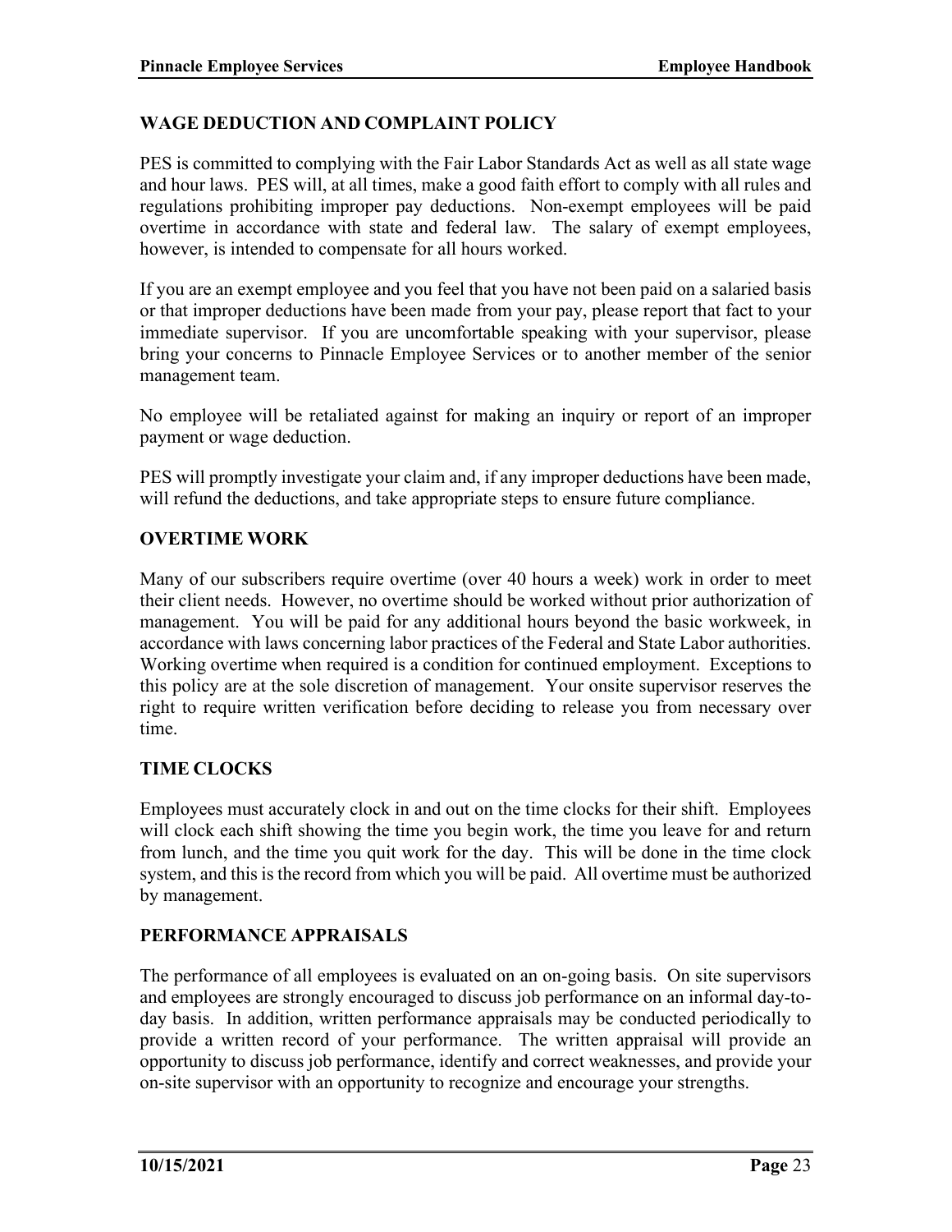## WAGE DEDUCTION AND COMPLAINT POLICY

PES is committed to complying with the Fair Labor Standards Act as well as all state wage and hour laws. PES will, at all times, make a good faith effort to comply with all rules and regulations prohibiting improper pay deductions. Non-exempt employees will be paid overtime in accordance with state and federal law. The salary of exempt employees, however, is intended to compensate for all hours worked.

If you are an exempt employee and you feel that you have not been paid on a salaried basis or that improper deductions have been made from your pay, please report that fact to your immediate supervisor. If you are uncomfortable speaking with your supervisor, please bring your concerns to Pinnacle Employee Services or to another member of the senior management team.

No employee will be retaliated against for making an inquiry or report of an improper payment or wage deduction.

PES will promptly investigate your claim and, if any improper deductions have been made, will refund the deductions, and take appropriate steps to ensure future compliance.

## OVERTIME WORK

Many of our subscribers require overtime (over 40 hours a week) work in order to meet their client needs. However, no overtime should be worked without prior authorization of management. You will be paid for any additional hours beyond the basic workweek, in accordance with laws concerning labor practices of the Federal and State Labor authorities. Working overtime when required is a condition for continued employment. Exceptions to this policy are at the sole discretion of management. Your onsite supervisor reserves the right to require written verification before deciding to release you from necessary over time.

## TIME CLOCKS

Employees must accurately clock in and out on the time clocks for their shift. Employees will clock each shift showing the time you begin work, the time you leave for and return from lunch, and the time you quit work for the day. This will be done in the time clock system, and this is the record from which you will be paid. All overtime must be authorized by management.

## PERFORMANCE APPRAISALS

The performance of all employees is evaluated on an on-going basis. On site supervisors and employees are strongly encouraged to discuss job performance on an informal day-to-day basis. In addition, written performance appraisals may be conducted periodically to provide a written record of your performance. The written appraisal will provide an opportunity to discuss job performance, identify and correct weaknesses, and provide your on-site supervisor with an opportunity to recognize and encourage your strengths.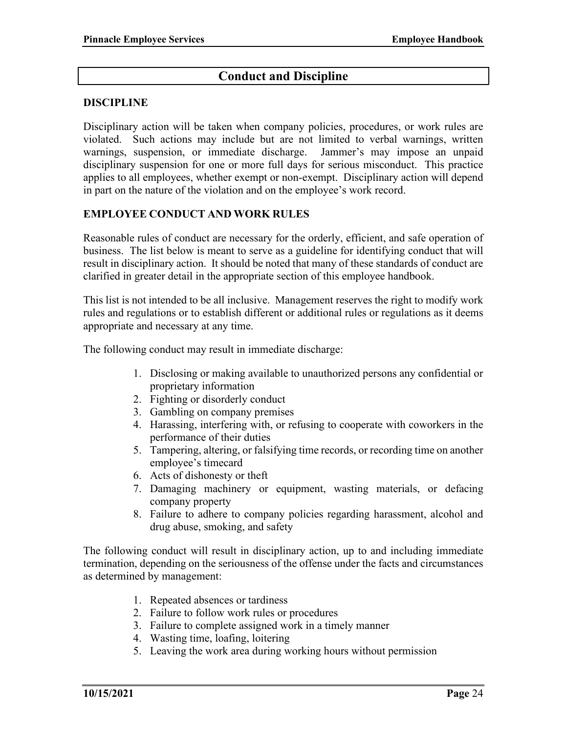# Conduct and Discipline

## DISCIPLINE

Disciplinary action will be taken when company policies, procedures, or work rules are violated. Such actions may include but are not limited to verbal warnings, written warnings, suspension, or immediate discharge. Jammer's may impose an unpaid disciplinary suspension for one or more full days for serious misconduct. This practice applies to all employees, whether exempt or non-exempt. Disciplinary action will depend in part on the nature of the violation and on the employee's work record.

## EMPLOYEE CONDUCT AND WORK RULES

Reasonable rules of conduct are necessary for the orderly, efficient, and safe operation of business. The list below is meant to serve as a guideline for identifying conduct that will result in disciplinary action. It should be noted that many of these standards of conduct are clarified in greater detail in the appropriate section of this employee handbook.

This list is not intended to be all inclusive. Management reserves the right to modify work rules and regulations or to establish different or additional rules or regulations as it deems appropriate and necessary at any time.

The following conduct may result in immediate discharge:

1. Disclosing or making available to unauthorized persons any confidential or proprietary information
2. Fighting or disorderly conduct
3. Gambling on company premises
4. Harassing, interfering with, or refusing to cooperate with coworkers in the performance of their duties
5. Tampering, altering, or falsifying time records, or recording time on another employee's timecard
6. Acts of dishonesty or theft
7. Damaging machinery or equipment, wasting materials, or defacing company property
8. Failure to adhere to company policies regarding harassment, alcohol and drug abuse, smoking, and safety

The following conduct will result in disciplinary action, up to and including immediate termination, depending on the seriousness of the offense under the facts and circumstances as determined by management:

1. Repeated absences or tardiness
2. Failure to follow work rules or procedures
3. Failure to complete assigned work in a timely manner
4. Wasting time, loafing, loitering
5. Leaving the work area during working hours without permission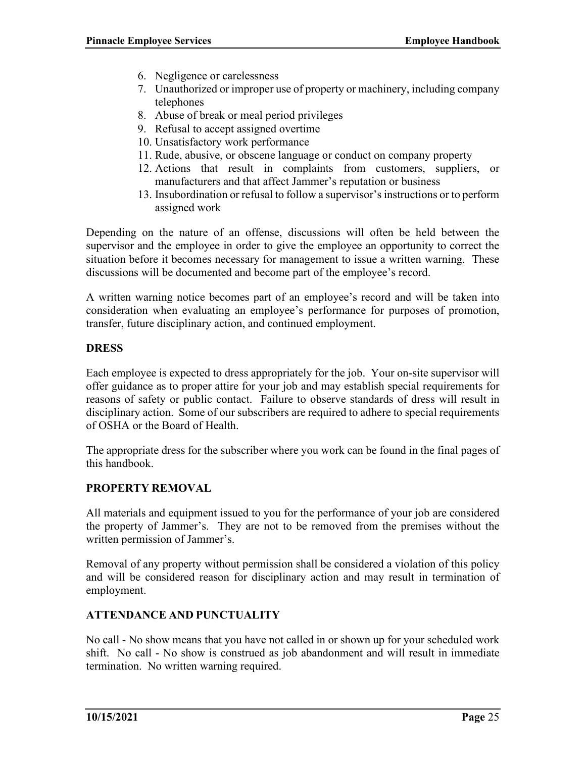6. Negligence or carelessness
7. Unauthorized or improper use of property or machinery, including company telephones
8. Abuse of break or meal period privileges
9. Refusal to accept assigned overtime
10. Unsatisfactory work performance
11. Rude, abusive, or obscene language or conduct on company property
12. Actions that result in complaints from customers, suppliers, or manufacturers and that affect Jammer's reputation or business
13. Insubordination or refusal to follow a supervisor's instructions or to perform assigned work

Depending on the nature of an offense, discussions will often be held between the supervisor and the employee in order to give the employee an opportunity to correct the situation before it becomes necessary for management to issue a written warning. These discussions will be documented and become part of the employee's record.

A written warning notice becomes part of an employee's record and will be taken into consideration when evaluating an employee's performance for purposes of promotion, transfer, future disciplinary action, and continued employment.

## DRESS

Each employee is expected to dress appropriately for the job. Your on-site supervisor will offer guidance as to proper attire for your job and may establish special requirements for reasons of safety or public contact. Failure to observe standards of dress will result in disciplinary action. Some of our subscribers are required to adhere to special requirements of OSHA or the Board of Health.

The appropriate dress for the subscriber where you work can be found in the final pages of this handbook.

## PROPERTY REMOVAL

All materials and equipment issued to you for the performance of your job are considered the property of Jammer's. They are not to be removed from the premises without the written permission of Jammer's.

Removal of any property without permission shall be considered a violation of this policy and will be considered reason for disciplinary action and may result in termination of employment.

## ATTENDANCE AND PUNCTUALITY

No call - No show means that you have not called in or shown up for your scheduled work shift. No call - No show is construed as job abandonment and will result in immediate termination. No written warning required.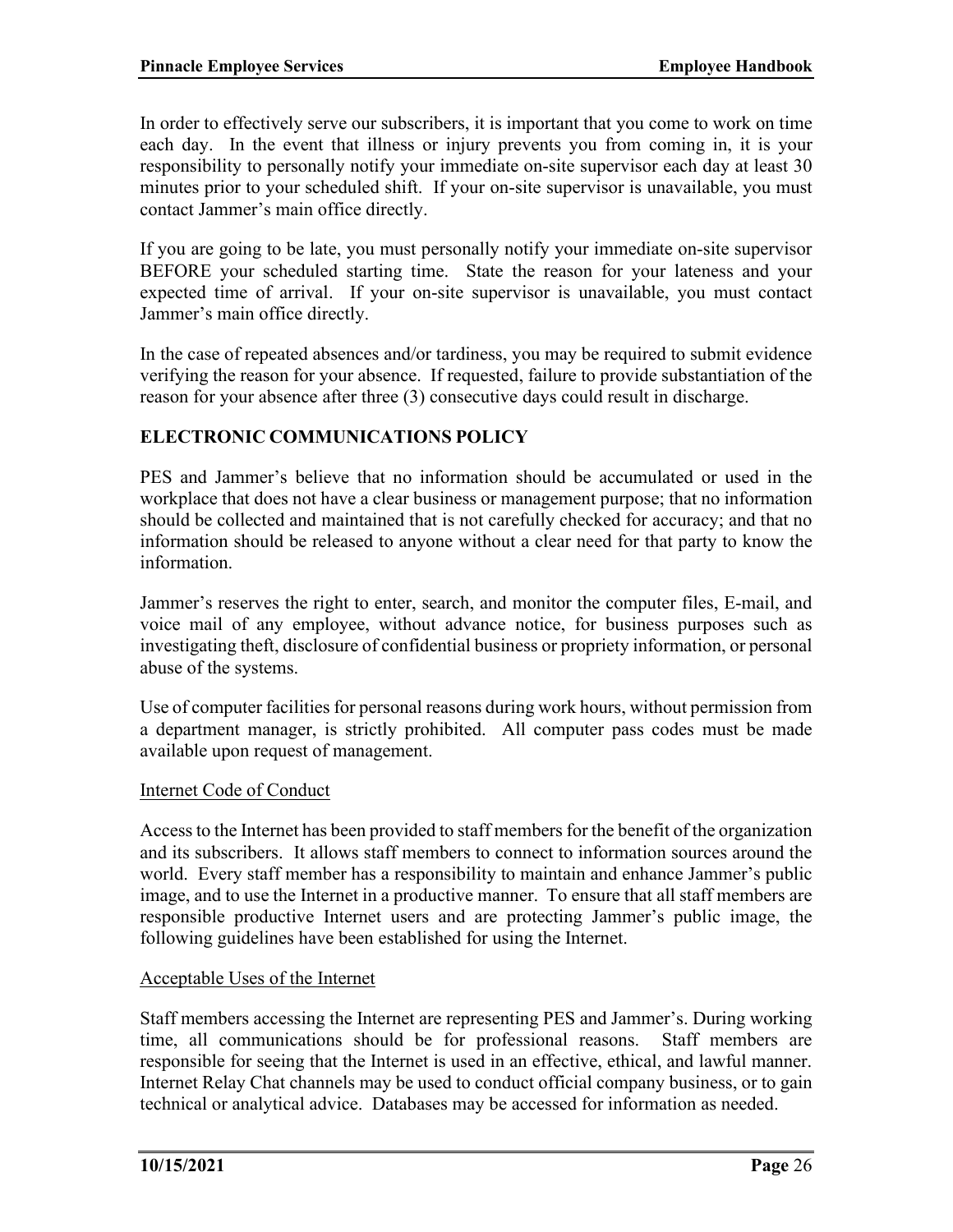In order to effectively serve our subscribers, it is important that you come to work on time each day. In the event that illness or injury prevents you from coming in, it is your responsibility to personally notify your immediate on-site supervisor each day at least 30 minutes prior to your scheduled shift. If your on-site supervisor is unavailable, you must contact Jammer's main office directly.

If you are going to be late, you must personally notify your immediate on-site supervisor BEFORE your scheduled starting time. State the reason for your lateness and your expected time of arrival. If your on-site supervisor is unavailable, you must contact Jammer's main office directly.

In the case of repeated absences and/or tardiness, you may be required to submit evidence verifying the reason for your absence. If requested, failure to provide substantiation of the reason for your absence after three (3) consecutive days could result in discharge.

## ELECTRONIC COMMUNICATIONS POLICY

PES and Jammer's believe that no information should be accumulated or used in the workplace that does not have a clear business or management purpose; that no information should be collected and maintained that is not carefully checked for accuracy; and that no information should be released to anyone without a clear need for that party to know the information.

Jammer's reserves the right to enter, search, and monitor the computer files, E-mail, and voice mail of any employee, without advance notice, for business purposes such as investigating theft, disclosure of confidential business or propriety information, or personal abuse of the systems.

Use of computer facilities for personal reasons during work hours, without permission from a department manager, is strictly prohibited. All computer pass codes must be made available upon request of management.

### Internet Code of Conduct

Access to the Internet has been provided to staff members for the benefit of the organization and its subscribers. It allows staff members to connect to information sources around the world. Every staff member has a responsibility to maintain and enhance Jammer's public image, and to use the Internet in a productive manner. To ensure that all staff members are responsible productive Internet users and are protecting Jammer's public image, the following guidelines have been established for using the Internet.

### Acceptable Uses of the Internet

Staff members accessing the Internet are representing PES and Jammer's. During working time, all communications should be for professional reasons. Staff members are responsible for seeing that the Internet is used in an effective, ethical, and lawful manner. Internet Relay Chat channels may be used to conduct official company business, or to gain technical or analytical advice. Databases may be accessed for information as needed.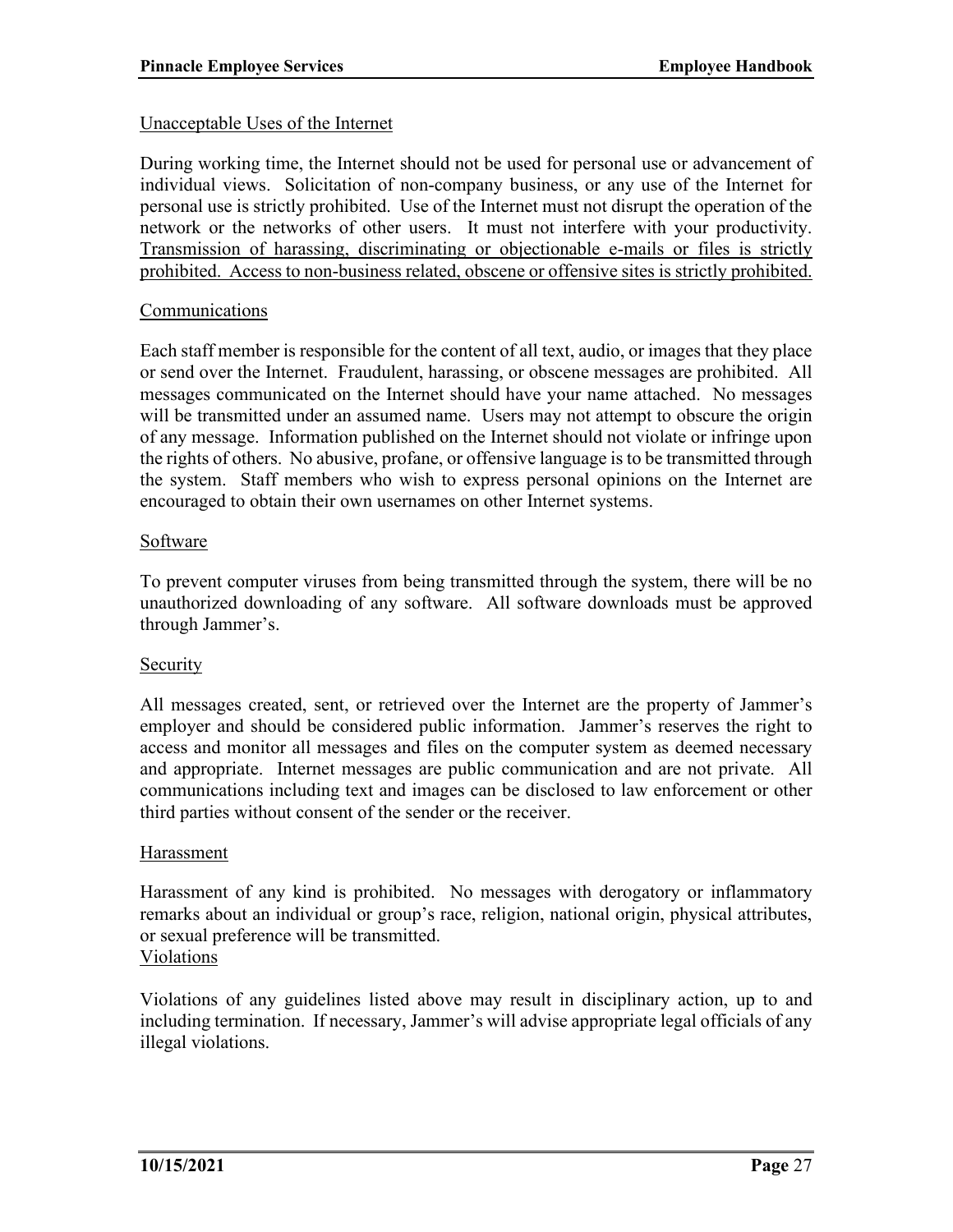Unacceptable Uses of the Internet

During working time, the Internet should not be used for personal use or advancement of individual views. Solicitation of non-company business, or any use of the Internet for personal use is strictly prohibited. Use of the Internet must not disrupt the operation of the network or the networks of other users. It must not interfere with your productivity. <u>Transmission of harassing, discriminating or objectionable e-mails or files is strictly prohibited. Access to non-business related, obscene or offensive sites is strictly prohibited.</u>

Communications

Each staff member is responsible for the content of all text, audio, or images that they place or send over the Internet. Fraudulent, harassing, or obscene messages are prohibited. All messages communicated on the Internet should have your name attached. No messages will be transmitted under an assumed name. Users may not attempt to obscure the origin of any message. Information published on the Internet should not violate or infringe upon the rights of others. No abusive, profane, or offensive language is to be transmitted through the system. Staff members who wish to express personal opinions on the Internet are encouraged to obtain their own usernames on other Internet systems.

Software

To prevent computer viruses from being transmitted through the system, there will be no unauthorized downloading of any software. All software downloads must be approved through Jammer's.

Security

All messages created, sent, or retrieved over the Internet are the property of Jammer's employer and should be considered public information. Jammer's reserves the right to access and monitor all messages and files on the computer system as deemed necessary and appropriate. Internet messages are public communication and are not private. All communications including text and images can be disclosed to law enforcement or other third parties without consent of the sender or the receiver.

Harassment

Harassment of any kind is prohibited. No messages with derogatory or inflammatory remarks about an individual or group's race, religion, national origin, physical attributes, or sexual preference will be transmitted.

Violations

Violations of any guidelines listed above may result in disciplinary action, up to and including termination. If necessary, Jammer's will advise appropriate legal officials of any illegal violations.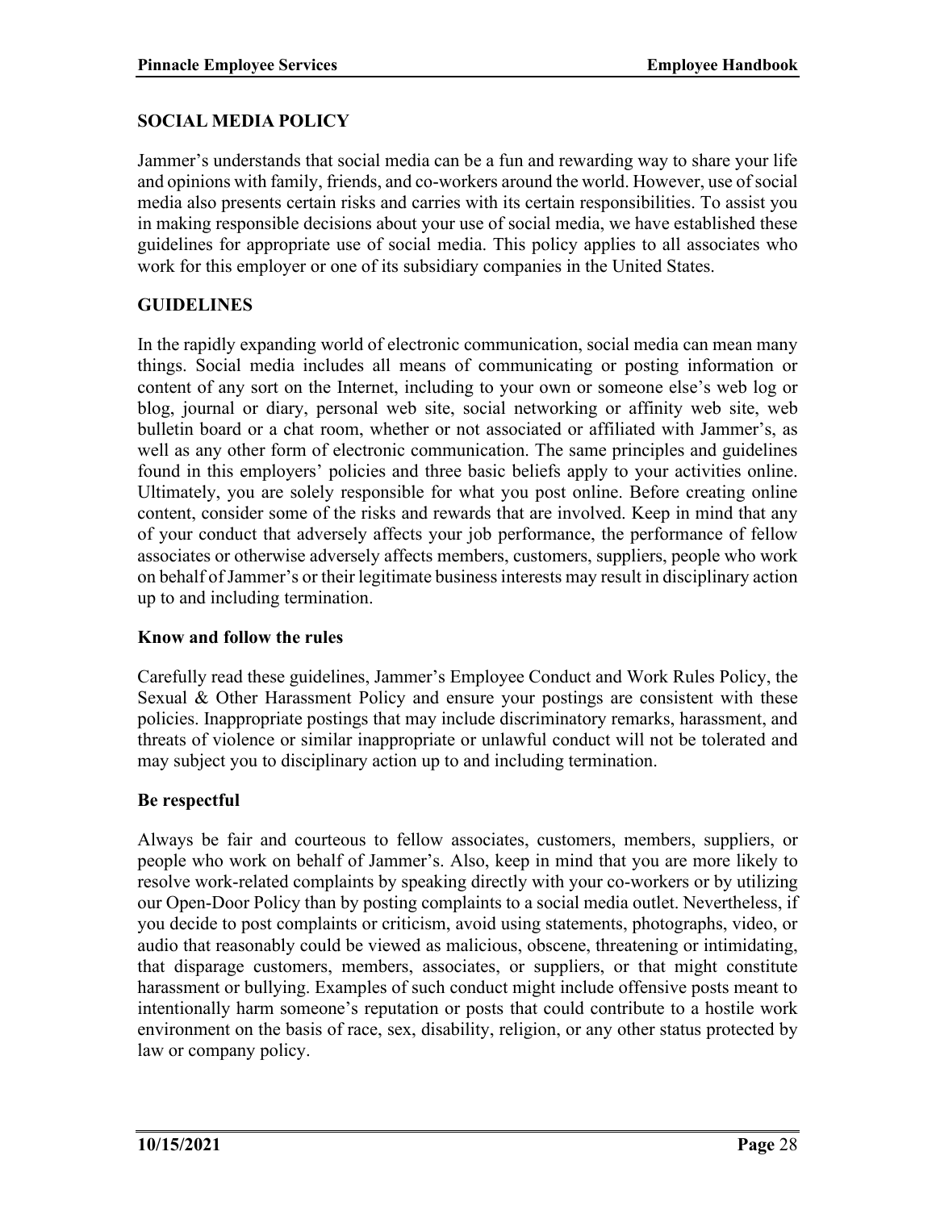## SOCIAL MEDIA POLICY

Jammer's understands that social media can be a fun and rewarding way to share your life and opinions with family, friends, and co-workers around the world. However, use of social media also presents certain risks and carries with its certain responsibilities. To assist you in making responsible decisions about your use of social media, we have established these guidelines for appropriate use of social media. This policy applies to all associates who work for this employer or one of its subsidiary companies in the United States.

## GUIDELINES

In the rapidly expanding world of electronic communication, social media can mean many things. Social media includes all means of communicating or posting information or content of any sort on the Internet, including to your own or someone else's web log or blog, journal or diary, personal web site, social networking or affinity web site, web bulletin board or a chat room, whether or not associated or affiliated with Jammer's, as well as any other form of electronic communication. The same principles and guidelines found in this employers' policies and three basic beliefs apply to your activities online. Ultimately, you are solely responsible for what you post online. Before creating online content, consider some of the risks and rewards that are involved. Keep in mind that any of your conduct that adversely affects your job performance, the performance of fellow associates or otherwise adversely affects members, customers, suppliers, people who work on behalf of Jammer's or their legitimate business interests may result in disciplinary action up to and including termination.

### Know and follow the rules

Carefully read these guidelines, Jammer's Employee Conduct and Work Rules Policy, the Sexual & Other Harassment Policy and ensure your postings are consistent with these policies. Inappropriate postings that may include discriminatory remarks, harassment, and threats of violence or similar inappropriate or unlawful conduct will not be tolerated and may subject you to disciplinary action up to and including termination.

### Be respectful

Always be fair and courteous to fellow associates, customers, members, suppliers, or people who work on behalf of Jammer's. Also, keep in mind that you are more likely to resolve work-related complaints by speaking directly with your co-workers or by utilizing our Open-Door Policy than by posting complaints to a social media outlet. Nevertheless, if you decide to post complaints or criticism, avoid using statements, photographs, video, or audio that reasonably could be viewed as malicious, obscene, threatening or intimidating, that disparage customers, members, associates, or suppliers, or that might constitute harassment or bullying. Examples of such conduct might include offensive posts meant to intentionally harm someone's reputation or posts that could contribute to a hostile work environment on the basis of race, sex, disability, religion, or any other status protected by law or company policy.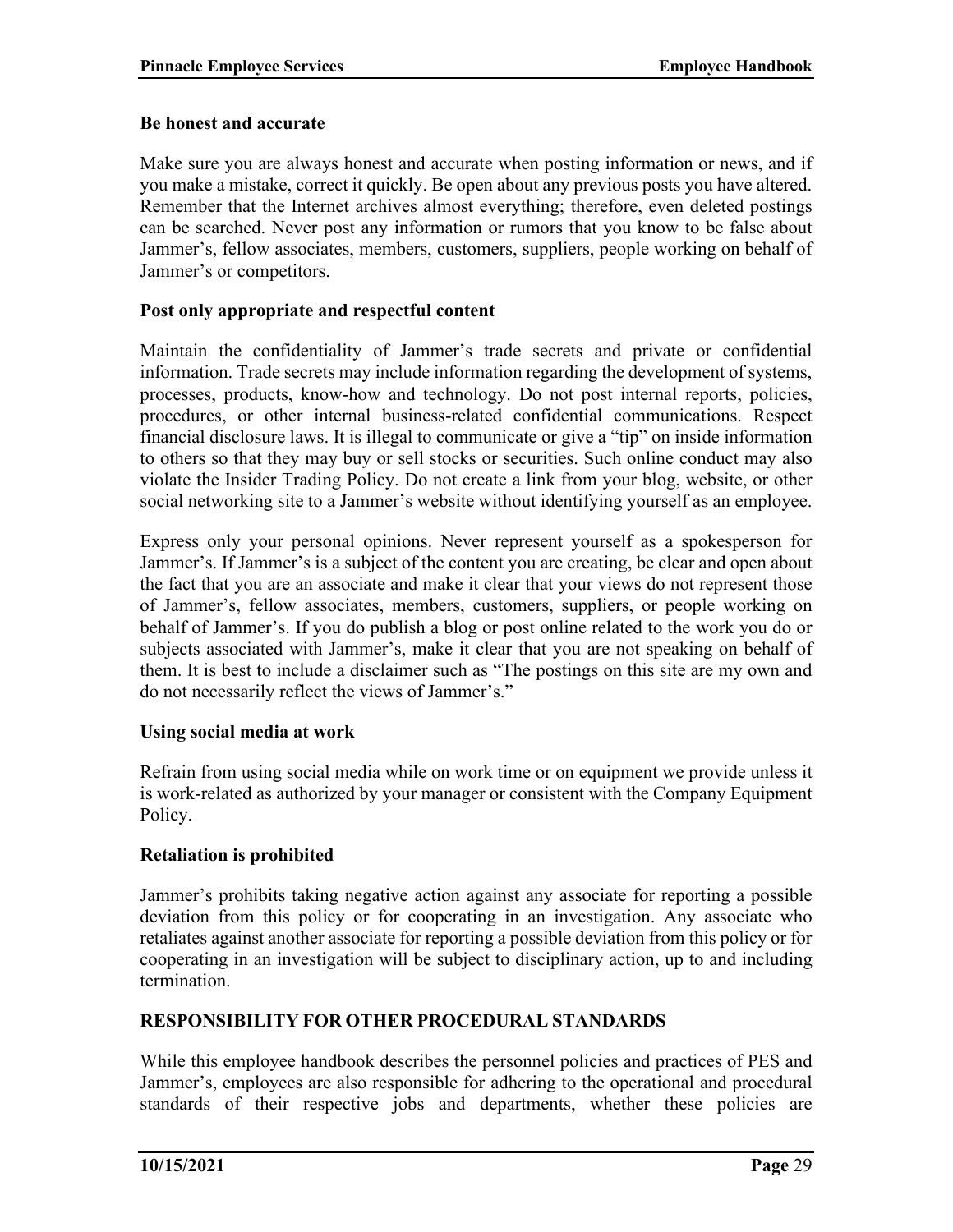**Be honest and accurate**

Make sure you are always honest and accurate when posting information or news, and if you make a mistake, correct it quickly. Be open about any previous posts you have altered. Remember that the Internet archives almost everything; therefore, even deleted postings can be searched. Never post any information or rumors that you know to be false about Jammer's, fellow associates, members, customers, suppliers, people working on behalf of Jammer's or competitors.

**Post only appropriate and respectful content**

Maintain the confidentiality of Jammer's trade secrets and private or confidential information. Trade secrets may include information regarding the development of systems, processes, products, know-how and technology. Do not post internal reports, policies, procedures, or other internal business-related confidential communications. Respect financial disclosure laws. It is illegal to communicate or give a "tip" on inside information to others so that they may buy or sell stocks or securities. Such online conduct may also violate the Insider Trading Policy. Do not create a link from your blog, website, or other social networking site to a Jammer's website without identifying yourself as an employee.

Express only your personal opinions. Never represent yourself as a spokesperson for Jammer's. If Jammer's is a subject of the content you are creating, be clear and open about the fact that you are an associate and make it clear that your views do not represent those of Jammer's, fellow associates, members, customers, suppliers, or people working on behalf of Jammer's. If you do publish a blog or post online related to the work you do or subjects associated with Jammer's, make it clear that you are not speaking on behalf of them. It is best to include a disclaimer such as "The postings on this site are my own and do not necessarily reflect the views of Jammer's."

**Using social media at work**

Refrain from using social media while on work time or on equipment we provide unless it is work-related as authorized by your manager or consistent with the Company Equipment Policy.

**Retaliation is prohibited**

Jammer's prohibits taking negative action against any associate for reporting a possible deviation from this policy or for cooperating in an investigation. Any associate who retaliates against another associate for reporting a possible deviation from this policy or for cooperating in an investigation will be subject to disciplinary action, up to and including termination.

## RESPONSIBILITY FOR OTHER PROCEDURAL STANDARDS

While this employee handbook describes the personnel policies and practices of PES and Jammer's, employees are also responsible for adhering to the operational and procedural standards of their respective jobs and departments, whether these policies are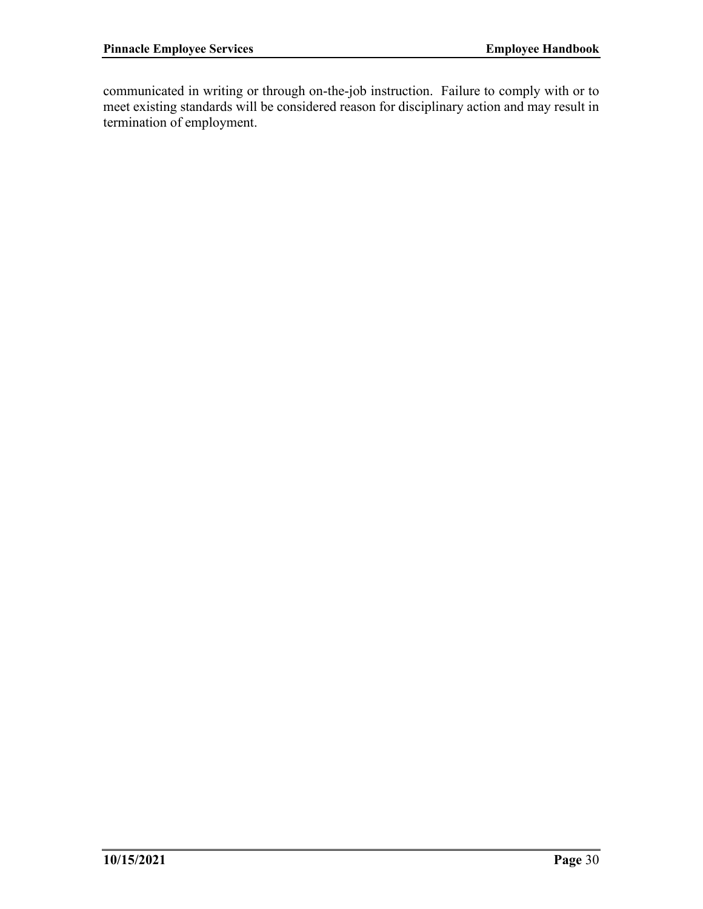communicated in writing or through on-the-job instruction. Failure to comply with or to meet existing standards will be considered reason for disciplinary action and may result in termination of employment.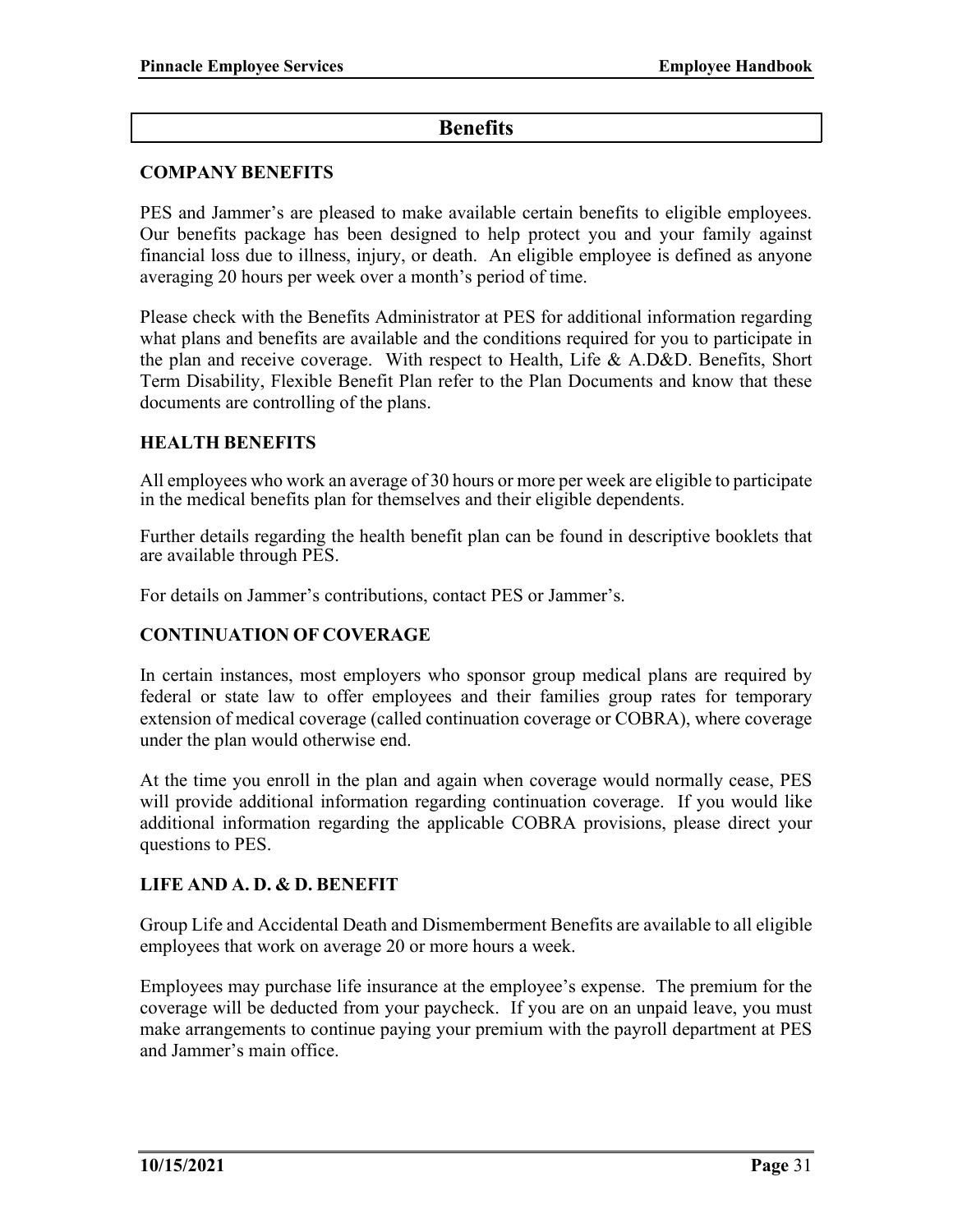# Benefits

## COMPANY BENEFITS

PES and Jammer's are pleased to make available certain benefits to eligible employees. Our benefits package has been designed to help protect you and your family against financial loss due to illness, injury, or death. An eligible employee is defined as anyone averaging 20 hours per week over a month's period of time.

Please check with the Benefits Administrator at PES for additional information regarding what plans and benefits are available and the conditions required for you to participate in the plan and receive coverage. With respect to Health, Life & A.D&D. Benefits, Short Term Disability, Flexible Benefit Plan refer to the Plan Documents and know that these documents are controlling of the plans.

## HEALTH BENEFITS

All employees who work an average of 30 hours or more per week are eligible to participate in the medical benefits plan for themselves and their eligible dependents.

Further details regarding the health benefit plan can be found in descriptive booklets that are available through PES.

For details on Jammer's contributions, contact PES or Jammer's.

## CONTINUATION OF COVERAGE

In certain instances, most employers who sponsor group medical plans are required by federal or state law to offer employees and their families group rates for temporary extension of medical coverage (called continuation coverage or COBRA), where coverage under the plan would otherwise end.

At the time you enroll in the plan and again when coverage would normally cease, PES will provide additional information regarding continuation coverage. If you would like additional information regarding the applicable COBRA provisions, please direct your questions to PES.

## LIFE AND A. D. & D. BENEFIT

Group Life and Accidental Death and Dismemberment Benefits are available to all eligible employees that work on average 20 or more hours a week.

Employees may purchase life insurance at the employee's expense. The premium for the coverage will be deducted from your paycheck. If you are on an unpaid leave, you must make arrangements to continue paying your premium with the payroll department at PES and Jammer's main office.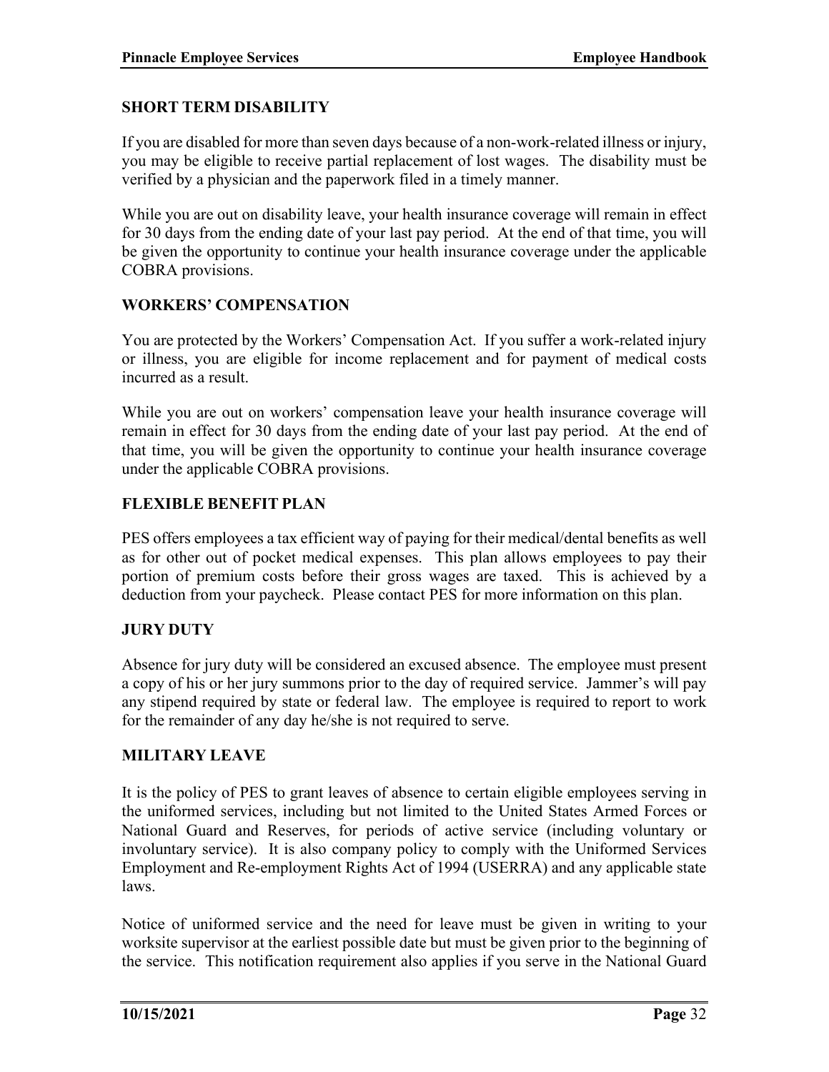## SHORT TERM DISABILITY

If you are disabled for more than seven days because of a non-work-related illness or injury, you may be eligible to receive partial replacement of lost wages. The disability must be verified by a physician and the paperwork filed in a timely manner.

While you are out on disability leave, your health insurance coverage will remain in effect for 30 days from the ending date of your last pay period. At the end of that time, you will be given the opportunity to continue your health insurance coverage under the applicable COBRA provisions.

## WORKERS' COMPENSATION

You are protected by the Workers' Compensation Act. If you suffer a work-related injury or illness, you are eligible for income replacement and for payment of medical costs incurred as a result.

While you are out on workers' compensation leave your health insurance coverage will remain in effect for 30 days from the ending date of your last pay period. At the end of that time, you will be given the opportunity to continue your health insurance coverage under the applicable COBRA provisions.

## FLEXIBLE BENEFIT PLAN

PES offers employees a tax efficient way of paying for their medical/dental benefits as well as for other out of pocket medical expenses. This plan allows employees to pay their portion of premium costs before their gross wages are taxed. This is achieved by a deduction from your paycheck. Please contact PES for more information on this plan.

## JURY DUTY

Absence for jury duty will be considered an excused absence. The employee must present a copy of his or her jury summons prior to the day of required service. Jammer's will pay any stipend required by state or federal law. The employee is required to report to work for the remainder of any day he/she is not required to serve.

## MILITARY LEAVE

It is the policy of PES to grant leaves of absence to certain eligible employees serving in the uniformed services, including but not limited to the United States Armed Forces or National Guard and Reserves, for periods of active service (including voluntary or involuntary service). It is also company policy to comply with the Uniformed Services Employment and Re-employment Rights Act of 1994 (USERRA) and any applicable state laws.

Notice of uniformed service and the need for leave must be given in writing to your worksite supervisor at the earliest possible date but must be given prior to the beginning of the service. This notification requirement also applies if you serve in the National Guard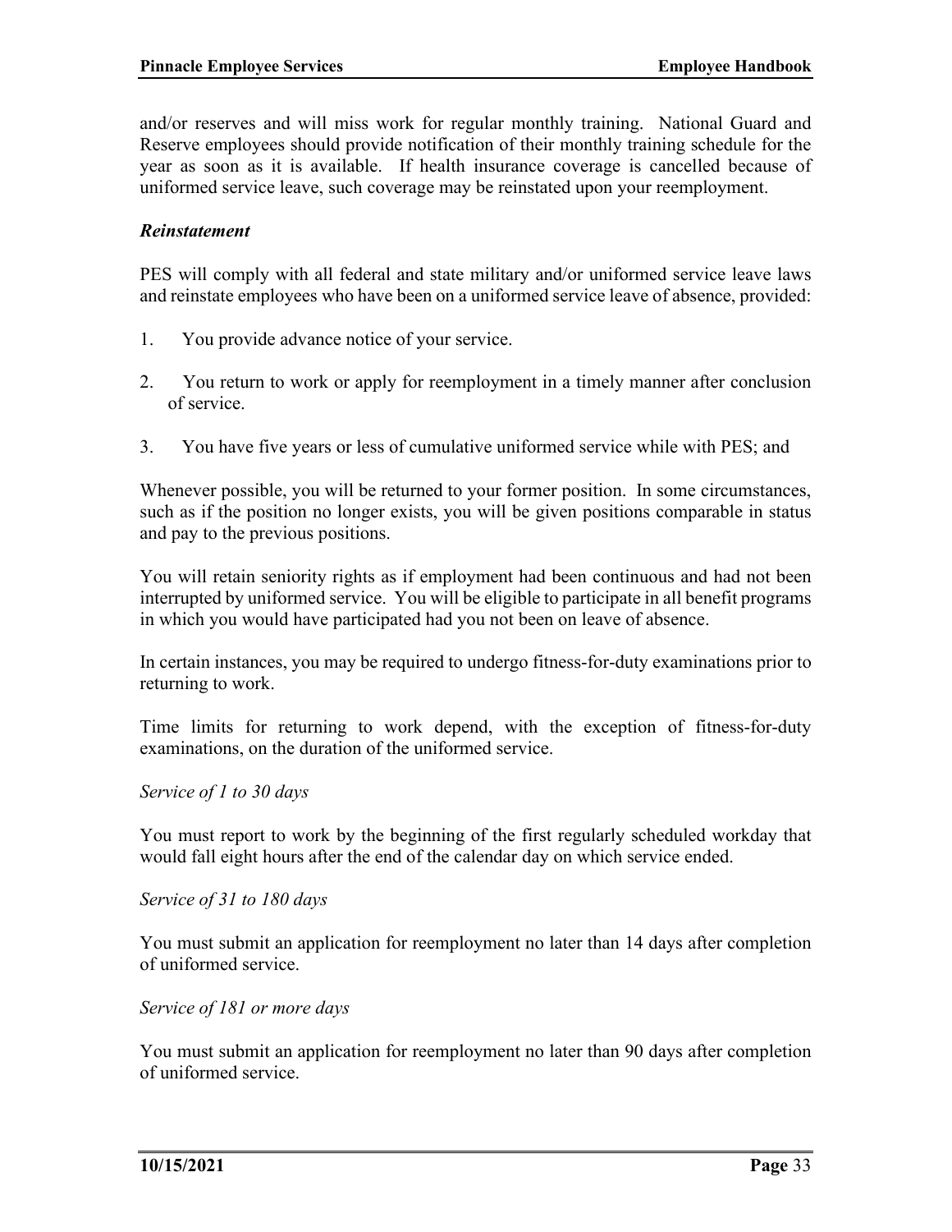and/or reserves and will miss work for regular monthly training. National Guard and Reserve employees should provide notification of their monthly training schedule for the year as soon as it is available. If health insurance coverage is cancelled because of uniformed service leave, such coverage may be reinstated upon your reemployment.

***Reinstatement***

PES will comply with all federal and state military and/or uniformed service leave laws and reinstate employees who have been on a uniformed service leave of absence, provided:

1. You provide advance notice of your service.
2. You return to work or apply for reemployment in a timely manner after conclusion of service.
3. You have five years or less of cumulative uniformed service while with PES; and

Whenever possible, you will be returned to your former position. In some circumstances, such as if the position no longer exists, you will be given positions comparable in status and pay to the previous positions.

You will retain seniority rights as if employment had been continuous and had not been interrupted by uniformed service. You will be eligible to participate in all benefit programs in which you would have participated had you not been on leave of absence.

In certain instances, you may be required to undergo fitness-for-duty examinations prior to returning to work.

Time limits for returning to work depend, with the exception of fitness-for-duty examinations, on the duration of the uniformed service.

*Service of 1 to 30 days*

You must report to work by the beginning of the first regularly scheduled workday that would fall eight hours after the end of the calendar day on which service ended.

*Service of 31 to 180 days*

You must submit an application for reemployment no later than 14 days after completion of uniformed service.

*Service of 181 or more days*

You must submit an application for reemployment no later than 90 days after completion of uniformed service.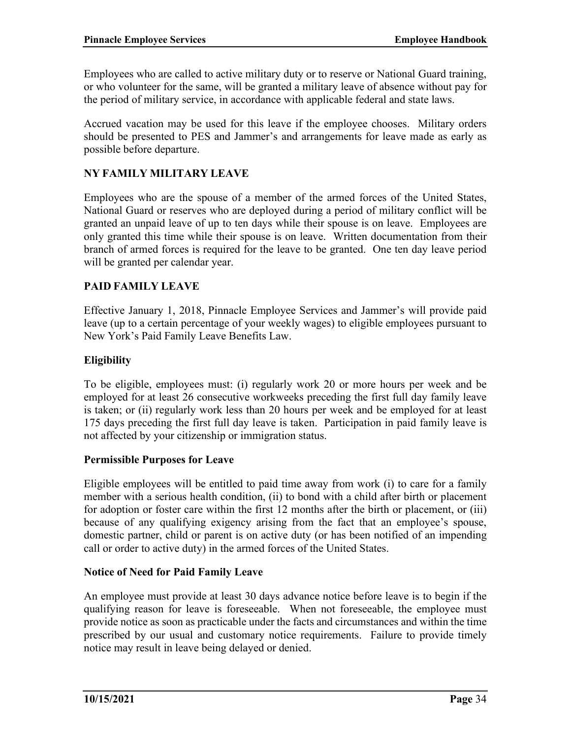Employees who are called to active military duty or to reserve or National Guard training, or who volunteer for the same, will be granted a military leave of absence without pay for the period of military service, in accordance with applicable federal and state laws.

Accrued vacation may be used for this leave if the employee chooses. Military orders should be presented to PES and Jammer's and arrangements for leave made as early as possible before departure.

## NY FAMILY MILITARY LEAVE

Employees who are the spouse of a member of the armed forces of the United States, National Guard or reserves who are deployed during a period of military conflict will be granted an unpaid leave of up to ten days while their spouse is on leave. Employees are only granted this time while their spouse is on leave. Written documentation from their branch of armed forces is required for the leave to be granted. One ten day leave period will be granted per calendar year.

## PAID FAMILY LEAVE

Effective January 1, 2018, Pinnacle Employee Services and Jammer's will provide paid leave (up to a certain percentage of your weekly wages) to eligible employees pursuant to New York's Paid Family Leave Benefits Law.

### Eligibility

To be eligible, employees must: (i) regularly work 20 or more hours per week and be employed for at least 26 consecutive workweeks preceding the first full day family leave is taken; or (ii) regularly work less than 20 hours per week and be employed for at least 175 days preceding the first full day leave is taken. Participation in paid family leave is not affected by your citizenship or immigration status.

### Permissible Purposes for Leave

Eligible employees will be entitled to paid time away from work (i) to care for a family member with a serious health condition, (ii) to bond with a child after birth or placement for adoption or foster care within the first 12 months after the birth or placement, or (iii) because of any qualifying exigency arising from the fact that an employee's spouse, domestic partner, child or parent is on active duty (or has been notified of an impending call or order to active duty) in the armed forces of the United States.

### Notice of Need for Paid Family Leave

An employee must provide at least 30 days advance notice before leave is to begin if the qualifying reason for leave is foreseeable. When not foreseeable, the employee must provide notice as soon as practicable under the facts and circumstances and within the time prescribed by our usual and customary notice requirements. Failure to provide timely notice may result in leave being delayed or denied.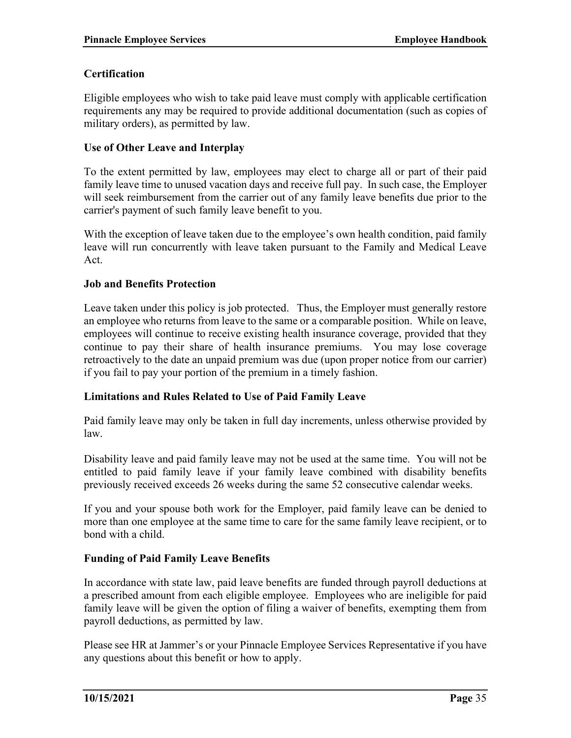### Certification

Eligible employees who wish to take paid leave must comply with applicable certification requirements any may be required to provide additional documentation (such as copies of military orders), as permitted by law.

### Use of Other Leave and Interplay

To the extent permitted by law, employees may elect to charge all or part of their paid family leave time to unused vacation days and receive full pay. In such case, the Employer will seek reimbursement from the carrier out of any family leave benefits due prior to the carrier's payment of such family leave benefit to you.

With the exception of leave taken due to the employee's own health condition, paid family leave will run concurrently with leave taken pursuant to the Family and Medical Leave Act.

### Job and Benefits Protection

Leave taken under this policy is job protected. Thus, the Employer must generally restore an employee who returns from leave to the same or a comparable position. While on leave, employees will continue to receive existing health insurance coverage, provided that they continue to pay their share of health insurance premiums. You may lose coverage retroactively to the date an unpaid premium was due (upon proper notice from our carrier) if you fail to pay your portion of the premium in a timely fashion.

### Limitations and Rules Related to Use of Paid Family Leave

Paid family leave may only be taken in full day increments, unless otherwise provided by law.

Disability leave and paid family leave may not be used at the same time. You will not be entitled to paid family leave if your family leave combined with disability benefits previously received exceeds 26 weeks during the same 52 consecutive calendar weeks.

If you and your spouse both work for the Employer, paid family leave can be denied to more than one employee at the same time to care for the same family leave recipient, or to bond with a child.

### Funding of Paid Family Leave Benefits

In accordance with state law, paid leave benefits are funded through payroll deductions at a prescribed amount from each eligible employee. Employees who are ineligible for paid family leave will be given the option of filing a waiver of benefits, exempting them from payroll deductions, as permitted by law.

Please see HR at Jammer's or your Pinnacle Employee Services Representative if you have any questions about this benefit or how to apply.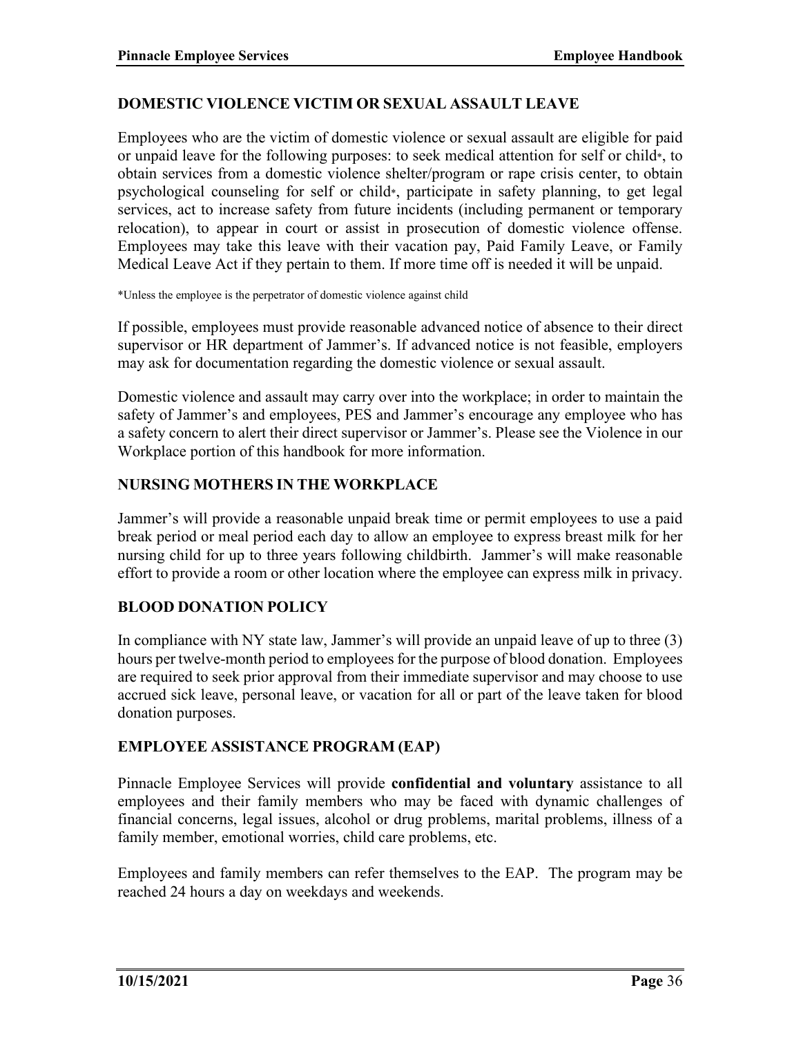## DOMESTIC VIOLENCE VICTIM OR SEXUAL ASSAULT LEAVE

Employees who are the victim of domestic violence or sexual assault are eligible for paid or unpaid leave for the following purposes: to seek medical attention for self or child*, to obtain services from a domestic violence shelter/program or rape crisis center, to obtain psychological counseling for self or child*, participate in safety planning, to get legal services, act to increase safety from future incidents (including permanent or temporary relocation), to appear in court or assist in prosecution of domestic violence offense. Employees may take this leave with their vacation pay, Paid Family Leave, or Family Medical Leave Act if they pertain to them. If more time off is needed it will be unpaid.

*Unless the employee is the perpetrator of domestic violence against child

If possible, employees must provide reasonable advanced notice of absence to their direct supervisor or HR department of Jammer's. If advanced notice is not feasible, employers may ask for documentation regarding the domestic violence or sexual assault.

Domestic violence and assault may carry over into the workplace; in order to maintain the safety of Jammer's and employees, PES and Jammer's encourage any employee who has a safety concern to alert their direct supervisor or Jammer's. Please see the Violence in our Workplace portion of this handbook for more information.

## NURSING MOTHERS IN THE WORKPLACE

Jammer's will provide a reasonable unpaid break time or permit employees to use a paid break period or meal period each day to allow an employee to express breast milk for her nursing child for up to three years following childbirth. Jammer's will make reasonable effort to provide a room or other location where the employee can express milk in privacy.

## BLOOD DONATION POLICY

In compliance with NY state law, Jammer's will provide an unpaid leave of up to three (3) hours per twelve-month period to employees for the purpose of blood donation. Employees are required to seek prior approval from their immediate supervisor and may choose to use accrued sick leave, personal leave, or vacation for all or part of the leave taken for blood donation purposes.

## EMPLOYEE ASSISTANCE PROGRAM (EAP)

Pinnacle Employee Services will provide **confidential and voluntary** assistance to all employees and their family members who may be faced with dynamic challenges of financial concerns, legal issues, alcohol or drug problems, marital problems, illness of a family member, emotional worries, child care problems, etc.

Employees and family members can refer themselves to the EAP. The program may be reached 24 hours a day on weekdays and weekends.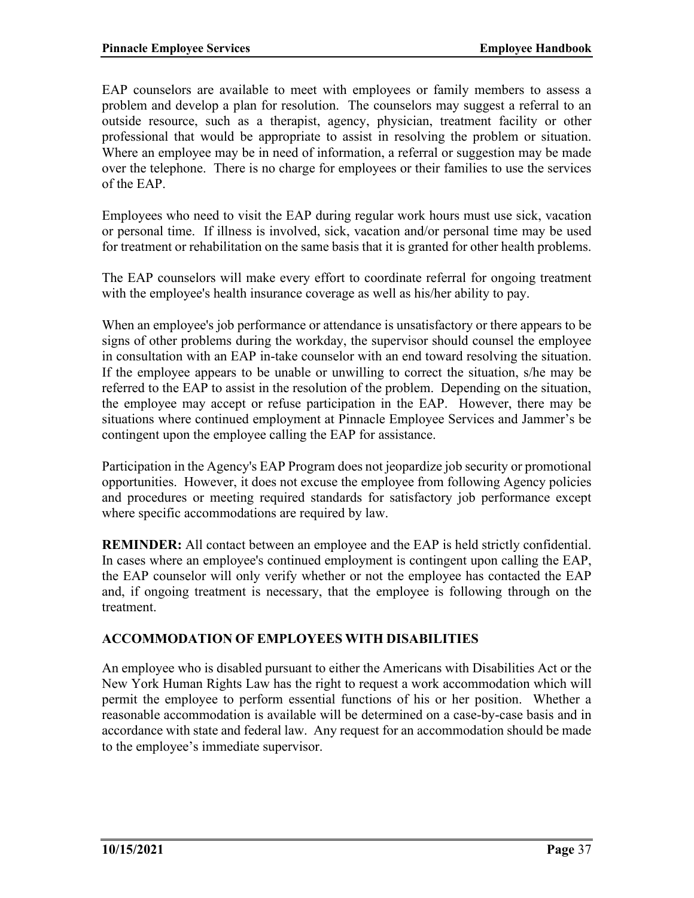EAP counselors are available to meet with employees or family members to assess a problem and develop a plan for resolution. The counselors may suggest a referral to an outside resource, such as a therapist, agency, physician, treatment facility or other professional that would be appropriate to assist in resolving the problem or situation. Where an employee may be in need of information, a referral or suggestion may be made over the telephone. There is no charge for employees or their families to use the services of the EAP.

Employees who need to visit the EAP during regular work hours must use sick, vacation or personal time. If illness is involved, sick, vacation and/or personal time may be used for treatment or rehabilitation on the same basis that it is granted for other health problems.

The EAP counselors will make every effort to coordinate referral for ongoing treatment with the employee's health insurance coverage as well as his/her ability to pay.

When an employee's job performance or attendance is unsatisfactory or there appears to be signs of other problems during the workday, the supervisor should counsel the employee in consultation with an EAP in-take counselor with an end toward resolving the situation. If the employee appears to be unable or unwilling to correct the situation, s/he may be referred to the EAP to assist in the resolution of the problem. Depending on the situation, the employee may accept or refuse participation in the EAP. However, there may be situations where continued employment at Pinnacle Employee Services and Jammer's be contingent upon the employee calling the EAP for assistance.

Participation in the Agency's EAP Program does not jeopardize job security or promotional opportunities. However, it does not excuse the employee from following Agency policies and procedures or meeting required standards for satisfactory job performance except where specific accommodations are required by law.

**REMINDER:** All contact between an employee and the EAP is held strictly confidential. In cases where an employee's continued employment is contingent upon calling the EAP, the EAP counselor will only verify whether or not the employee has contacted the EAP and, if ongoing treatment is necessary, that the employee is following through on the treatment.

## ACCOMMODATION OF EMPLOYEES WITH DISABILITIES

An employee who is disabled pursuant to either the Americans with Disabilities Act or the New York Human Rights Law has the right to request a work accommodation which will permit the employee to perform essential functions of his or her position. Whether a reasonable accommodation is available will be determined on a case-by-case basis and in accordance with state and federal law. Any request for an accommodation should be made to the employee's immediate supervisor.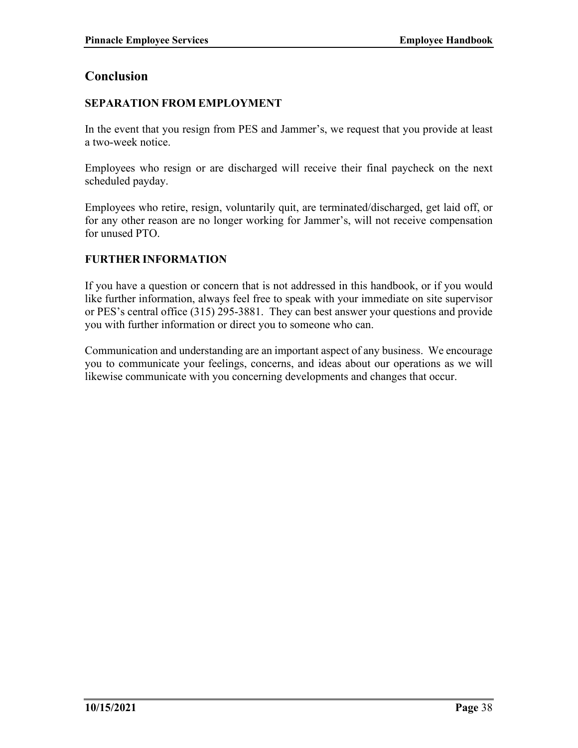## Conclusion

### SEPARATION FROM EMPLOYMENT

In the event that you resign from PES and Jammer's, we request that you provide at least a two-week notice.

Employees who resign or are discharged will receive their final paycheck on the next scheduled payday.

Employees who retire, resign, voluntarily quit, are terminated/discharged, get laid off, or for any other reason are no longer working for Jammer's, will not receive compensation for unused PTO.

### FURTHER INFORMATION

If you have a question or concern that is not addressed in this handbook, or if you would like further information, always feel free to speak with your immediate on site supervisor or PES's central office (315) 295-3881. They can best answer your questions and provide you with further information or direct you to someone who can.

Communication and understanding are an important aspect of any business. We encourage you to communicate your feelings, concerns, and ideas about our operations as we will likewise communicate with you concerning developments and changes that occur.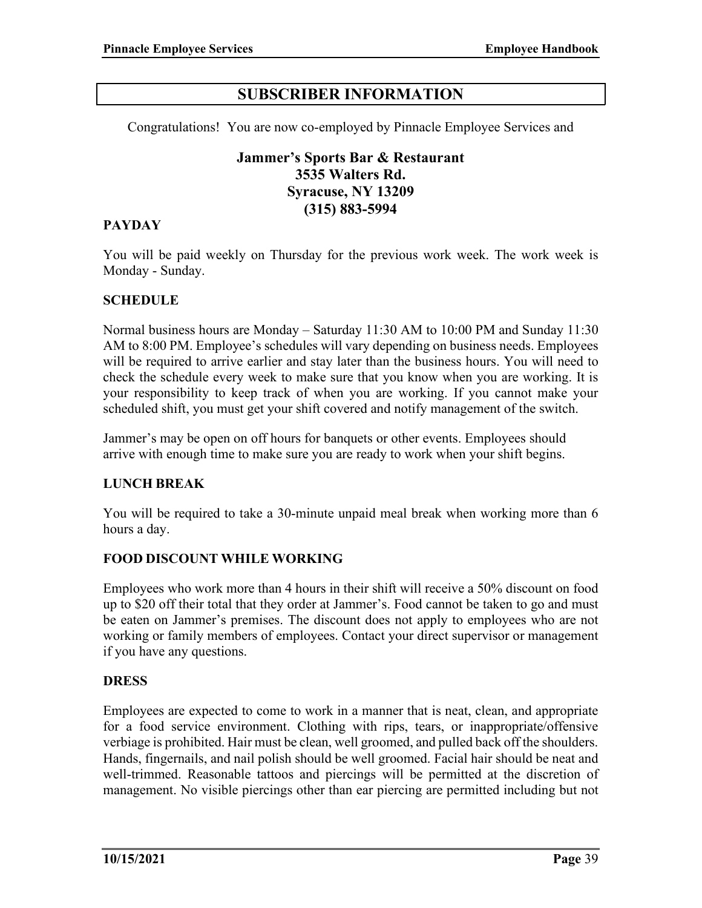# SUBSCRIBER INFORMATION

Congratulations! You are now co-employed by Pinnacle Employee Services and

**Jammer's Sports Bar & Restaurant**
**3535 Walters Rd.**
**Syracuse, NY 13209**
**(315) 883-5994**

### PAYDAY

You will be paid weekly on Thursday for the previous work week. The work week is Monday - Sunday.

### SCHEDULE

Normal business hours are Monday – Saturday 11:30 AM to 10:00 PM and Sunday 11:30 AM to 8:00 PM. Employee's schedules will vary depending on business needs. Employees will be required to arrive earlier and stay later than the business hours. You will need to check the schedule every week to make sure that you know when you are working. It is your responsibility to keep track of when you are working. If you cannot make your scheduled shift, you must get your shift covered and notify management of the switch.

Jammer's may be open on off hours for banquets or other events. Employees should arrive with enough time to make sure you are ready to work when your shift begins.

### LUNCH BREAK

You will be required to take a 30-minute unpaid meal break when working more than 6 hours a day.

### FOOD DISCOUNT WHILE WORKING

Employees who work more than 4 hours in their shift will receive a 50% discount on food up to $20 off their total that they order at Jammer's. Food cannot be taken to go and must be eaten on Jammer's premises. The discount does not apply to employees who are not working or family members of employees. Contact your direct supervisor or management if you have any questions.

### DRESS

Employees are expected to come to work in a manner that is neat, clean, and appropriate for a food service environment. Clothing with rips, tears, or inappropriate/offensive verbiage is prohibited. Hair must be clean, well groomed, and pulled back off the shoulders. Hands, fingernails, and nail polish should be well groomed. Facial hair should be neat and well-trimmed. Reasonable tattoos and piercings will be permitted at the discretion of management. No visible piercings other than ear piercing are permitted including but not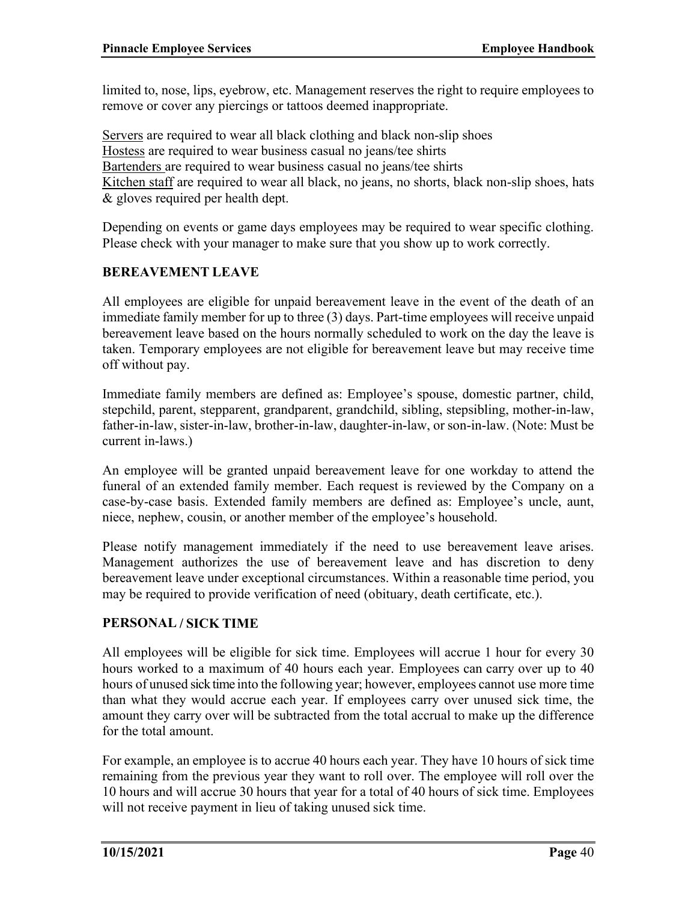limited to, nose, lips, eyebrow, etc. Management reserves the right to require employees to remove or cover any piercings or tattoos deemed inappropriate.

Servers are required to wear all black clothing and black non-slip shoes
Hostess are required to wear business casual no jeans/tee shirts
Bartenders are required to wear business casual no jeans/tee shirts
Kitchen staff are required to wear all black, no jeans, no shorts, black non-slip shoes, hats & gloves required per health dept.

Depending on events or game days employees may be required to wear specific clothing. Please check with your manager to make sure that you show up to work correctly.

## BEREAVEMENT LEAVE

All employees are eligible for unpaid bereavement leave in the event of the death of an immediate family member for up to three (3) days. Part-time employees will receive unpaid bereavement leave based on the hours normally scheduled to work on the day the leave is taken. Temporary employees are not eligible for bereavement leave but may receive time off without pay.

Immediate family members are defined as: Employee's spouse, domestic partner, child, stepchild, parent, stepparent, grandparent, grandchild, sibling, stepsibling, mother-in-law, father-in-law, sister-in-law, brother-in-law, daughter-in-law, or son-in-law. (Note: Must be current in-laws.)

An employee will be granted unpaid bereavement leave for one workday to attend the funeral of an extended family member. Each request is reviewed by the Company on a case-by-case basis. Extended family members are defined as: Employee's uncle, aunt, niece, nephew, cousin, or another member of the employee's household.

Please notify management immediately if the need to use bereavement leave arises. Management authorizes the use of bereavement leave and has discretion to deny bereavement leave under exceptional circumstances. Within a reasonable time period, you may be required to provide verification of need (obituary, death certificate, etc.).

## PERSONAL / SICK TIME

All employees will be eligible for sick time. Employees will accrue 1 hour for every 30 hours worked to a maximum of 40 hours each year. Employees can carry over up to 40 hours of unused sick time into the following year; however, employees cannot use more time than what they would accrue each year. If employees carry over unused sick time, the amount they carry over will be subtracted from the total accrual to make up the difference for the total amount.

For example, an employee is to accrue 40 hours each year. They have 10 hours of sick time remaining from the previous year they want to roll over. The employee will roll over the 10 hours and will accrue 30 hours that year for a total of 40 hours of sick time. Employees will not receive payment in lieu of taking unused sick time.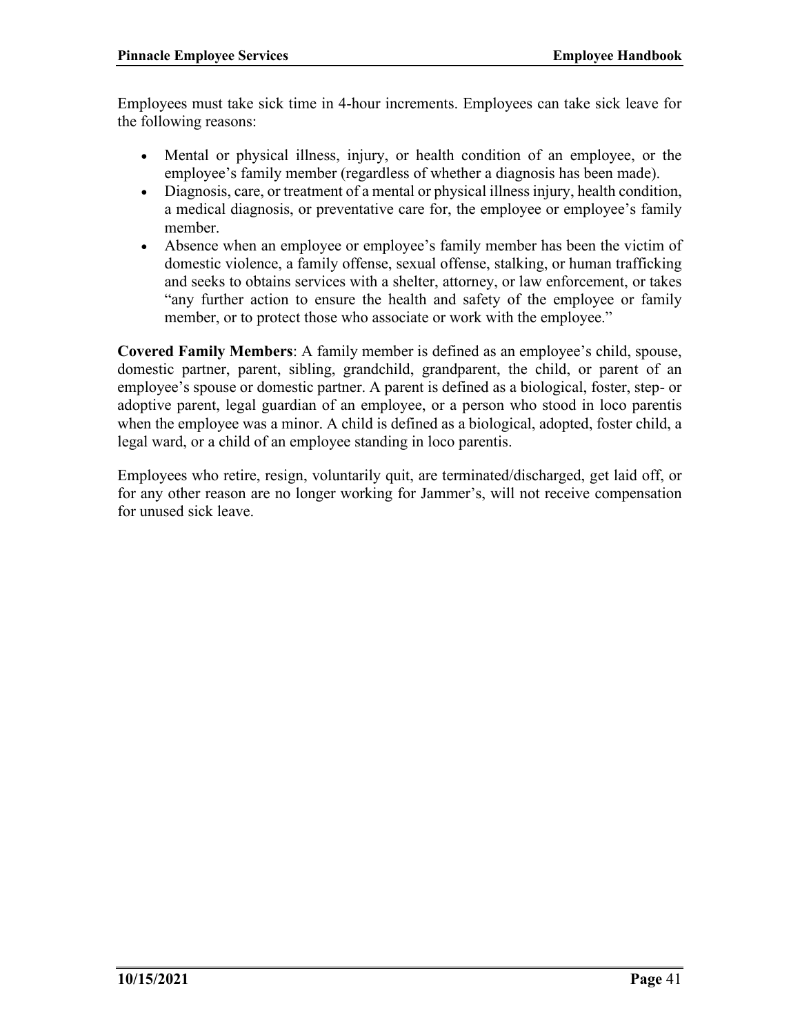Employees must take sick time in 4-hour increments. Employees can take sick leave for the following reasons:

- Mental or physical illness, injury, or health condition of an employee, or the employee's family member (regardless of whether a diagnosis has been made).
- Diagnosis, care, or treatment of a mental or physical illness injury, health condition, a medical diagnosis, or preventative care for, the employee or employee's family member.
- Absence when an employee or employee's family member has been the victim of domestic violence, a family offense, sexual offense, stalking, or human trafficking and seeks to obtains services with a shelter, attorney, or law enforcement, or takes "any further action to ensure the health and safety of the employee or family member, or to protect those who associate or work with the employee."

**Covered Family Members**: A family member is defined as an employee's child, spouse, domestic partner, parent, sibling, grandchild, grandparent, the child, or parent of an employee's spouse or domestic partner. A parent is defined as a biological, foster, step- or adoptive parent, legal guardian of an employee, or a person who stood in loco parentis when the employee was a minor. A child is defined as a biological, adopted, foster child, a legal ward, or a child of an employee standing in loco parentis.

Employees who retire, resign, voluntarily quit, are terminated/discharged, get laid off, or for any other reason are no longer working for Jammer's, will not receive compensation for unused sick leave.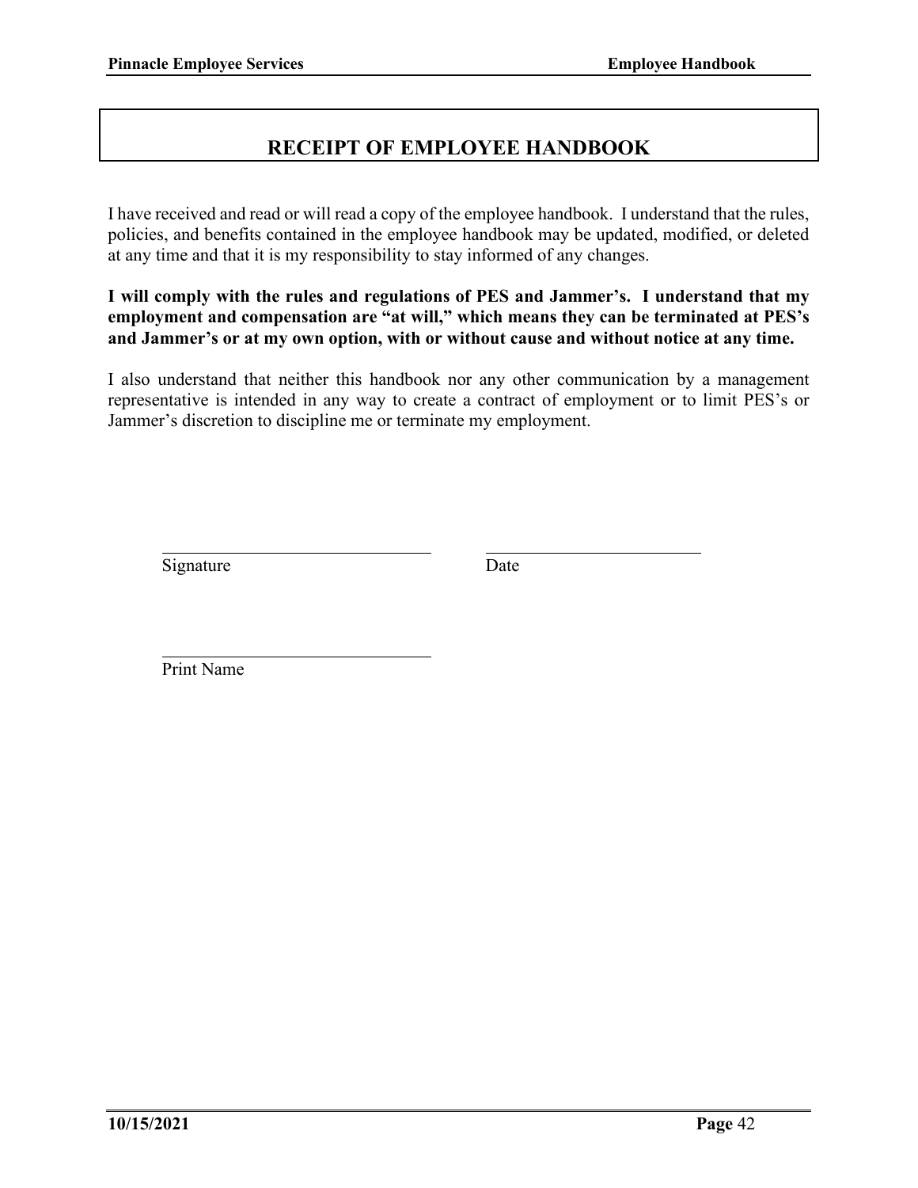# RECEIPT OF EMPLOYEE HANDBOOK

I have received and read or will read a copy of the employee handbook. I understand that the rules, policies, and benefits contained in the employee handbook may be updated, modified, or deleted at any time and that it is my responsibility to stay informed of any changes.

**I will comply with the rules and regulations of PES and Jammer's. I understand that my employment and compensation are "at will," which means they can be terminated at PES's and Jammer's or at my own option, with or without cause and without notice at any time.**

I also understand that neither this handbook nor any other communication by a management representative is intended in any way to create a contract of employment or to limit PES's or Jammer's discretion to discipline me or terminate my employment.

______________________________ ______________________________
Signature Date

______________________________
Print Name